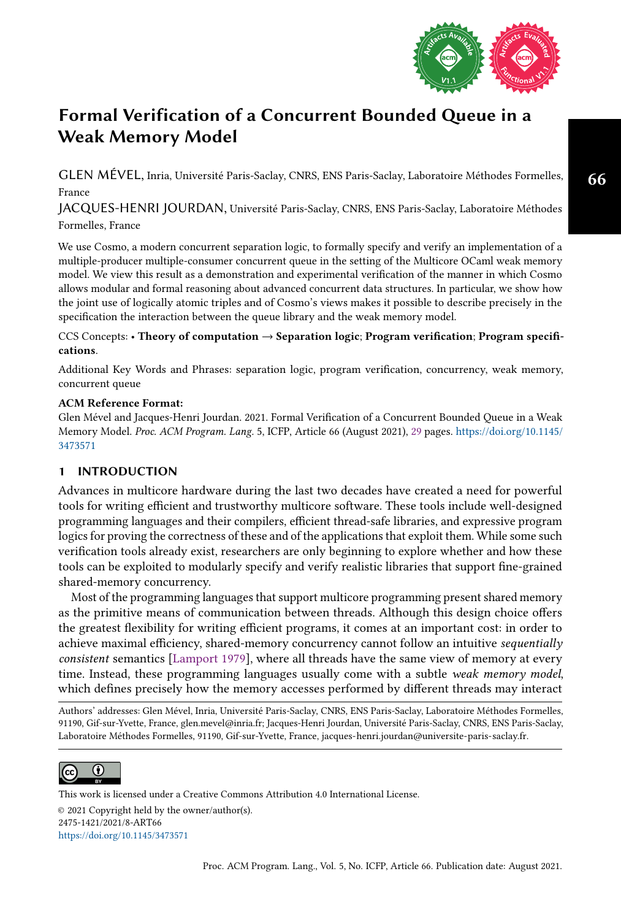# Formal Verification of a Concurrent Bounded Queue in a Weak Memory Model

GLEN MÉVEL, Inria, Université Paris-Saclay, CNRS, ENS Paris-Saclay, Laboratoire Méthodes Formelles, France

JACQUES-HENRI JOURDAN, Université Paris-Saclay, CNRS, ENS Paris-Saclay, Laboratoire Méthodes Formelles, France

We use Cosmo, a modern concurrent separation logic, to formally specify and verify an implementation of a multiple-producer multiple-consumer concurrent queue in the setting of the Multicore OCaml weak memory model. We view this result as a demonstration and experimental verification of the manner in which Cosmo allows modular and formal reasoning about advanced concurrent data structures. In particular, we show how the joint use of logically atomic triples and of Cosmo's views makes it possible to describe precisely in the specification the interaction between the queue library and the weak memory model.

CCS Concepts: • **Theory of computation** → **Separation logic**; **Program verification**; **Program specifications**.

Additional Key Words and Phrases: separation logic, program verification, concurrency, weak memory, concurrent queue

**ACM Reference Format:**
Glen Mével and Jacques-Henri Jourdan. 2021. Formal Verification of a Concurrent Bounded Queue in a Weak Memory Model. *Proc. ACM Program. Lang.* 5, ICFP, Article 66 (August 2021), 29 pages. https://doi.org/10.1145/3473571

## 1 INTRODUCTION

Advances in multicore hardware during the last two decades have created a need for powerful tools for writing efficient and trustworthy multicore software. These tools include well-designed programming languages and their compilers, efficient thread-safe libraries, and expressive program logics for proving the correctness of these and of the applications that exploit them. While some such verification tools already exist, researchers are only beginning to explore whether and how these tools can be exploited to modularly specify and verify realistic libraries that support fine-grained shared-memory concurrency.

Most of the programming languages that support multicore programming present shared memory as the primitive means of communication between threads. Although this design choice offers the greatest flexibility for writing efficient programs, it comes at an important cost: in order to achieve maximal efficiency, shared-memory concurrency cannot follow an intuitive *sequentially consistent* semantics [Lamport 1979], where all threads have the same view of memory at every time. Instead, these programming languages usually come with a subtle *weak memory model*, which defines precisely how the memory accesses performed by different threads may interact

Authors' addresses: Glen Mével, Inria, Université Paris-Saclay, CNRS, ENS Paris-Saclay, Laboratoire Méthodes Formelles, 91190, Gif-sur-Yvette, France, glen.mevel@inria.fr; Jacques-Henri Jourdan, Université Paris-Saclay, CNRS, ENS Paris-Saclay, Laboratoire Méthodes Formelles, 91190, Gif-sur-Yvette, France, jacques-henri.jourdan@universite-paris-saclay.fr.

This work is licensed under a Creative Commons Attribution 4.0 International License.

© 2021 Copyright held by the owner/author(s).
2475-1421/2021/8-ART66
https://doi.org/10.1145/3473571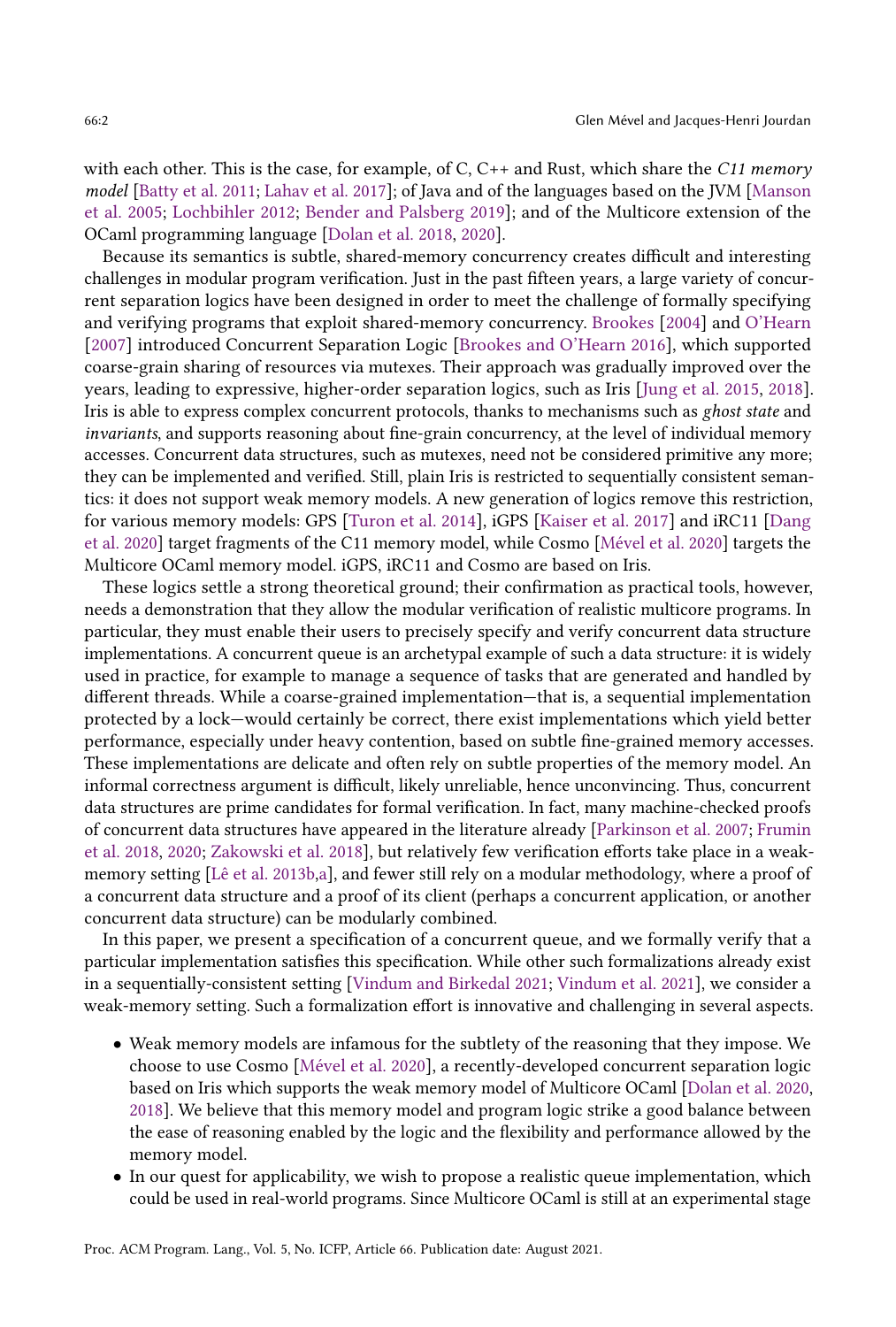with each other. This is the case, for example, of C, C++ and Rust, which share the *C11 memory model* [Batty et al. 2011; Lahav et al. 2017]; of Java and of the languages based on the JVM [Manson et al. 2005; Lochbihler 2012; Bender and Palsberg 2019]; and of the Multicore extension of the OCaml programming language [Dolan et al. 2018, 2020].

Because its semantics is subtle, shared-memory concurrency creates difficult and interesting challenges in modular program verification. Just in the past fifteen years, a large variety of concurrent separation logics have been designed in order to meet the challenge of formally specifying and verifying programs that exploit shared-memory concurrency. Brookes [2004] and O'Hearn [2007] introduced Concurrent Separation Logic [Brookes and O'Hearn 2016], which supported coarse-grain sharing of resources via mutexes. Their approach was gradually improved over the years, leading to expressive, higher-order separation logics, such as Iris [Jung et al. 2015, 2018]. Iris is able to express complex concurrent protocols, thanks to mechanisms such as *ghost state* and *invariants*, and supports reasoning about fine-grain concurrency, at the level of individual memory accesses. Concurrent data structures, such as mutexes, need not be considered primitive any more; they can be implemented and verified. Still, plain Iris is restricted to sequentially consistent semantics: it does not support weak memory models. A new generation of logics remove this restriction, for various memory models: GPS [Turon et al. 2014], iGPS [Kaiser et al. 2017] and iRC11 [Dang et al. 2020] target fragments of the C11 memory model, while Cosmo [Mével et al. 2020] targets the Multicore OCaml memory model. iGPS, iRC11 and Cosmo are based on Iris.

These logics settle a strong theoretical ground; their confirmation as practical tools, however, needs a demonstration that they allow the modular verification of realistic multicore programs. In particular, they must enable their users to precisely specify and verify concurrent data structure implementations. A concurrent queue is an archetypal example of such a data structure: it is widely used in practice, for example to manage a sequence of tasks that are generated and handled by different threads. While a coarse-grained implementation—that is, a sequential implementation protected by a lock—would certainly be correct, there exist implementations which yield better performance, especially under heavy contention, based on subtle fine-grained memory accesses. These implementations are delicate and often rely on subtle properties of the memory model. An informal correctness argument is difficult, likely unreliable, hence unconvincing. Thus, concurrent data structures are prime candidates for formal verification. In fact, many machine-checked proofs of concurrent data structures have appeared in the literature already [Parkinson et al. 2007; Frumin et al. 2018, 2020; Zakowski et al. 2018], but relatively few verification efforts take place in a weak-memory setting [Lê et al. 2013b,a], and fewer still rely on a modular methodology, where a proof of a concurrent data structure and a proof of its client (perhaps a concurrent application, or another concurrent data structure) can be modularly combined.

In this paper, we present a specification of a concurrent queue, and we formally verify that a particular implementation satisfies this specification. While other such formalizations already exist in a sequentially-consistent setting [Vindum and Birkedal 2021; Vindum et al. 2021], we consider a weak-memory setting. Such a formalization effort is innovative and challenging in several aspects.

- Weak memory models are infamous for the subtlety of the reasoning that they impose. We choose to use Cosmo [Mével et al. 2020], a recently-developed concurrent separation logic based on Iris which supports the weak memory model of Multicore OCaml [Dolan et al. 2020, 2018]. We believe that this memory model and program logic strike a good balance between the ease of reasoning enabled by the logic and the flexibility and performance allowed by the memory model.
- In our quest for applicability, we wish to propose a realistic queue implementation, which could be used in real-world programs. Since Multicore OCaml is still at an experimental stage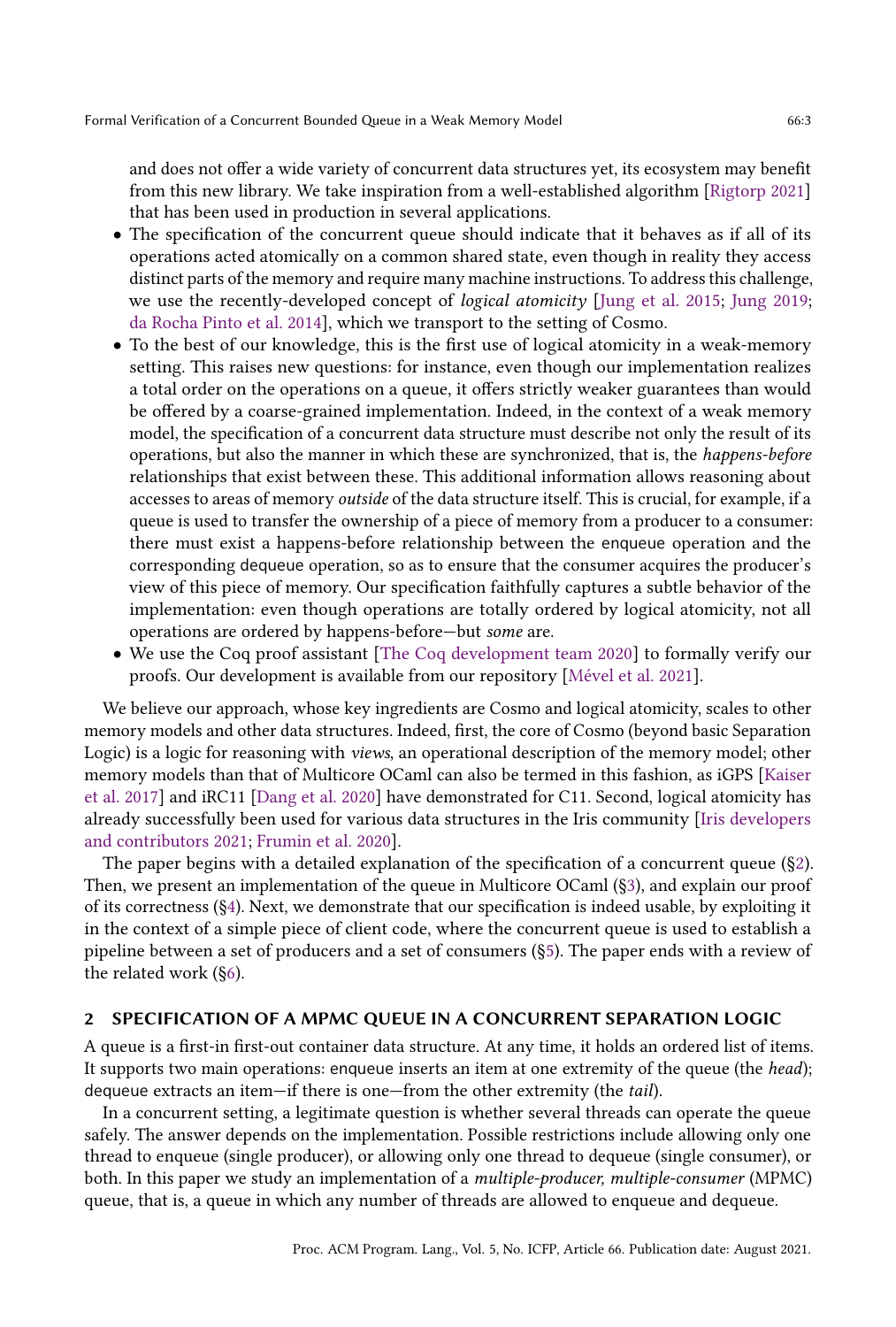and does not offer a wide variety of concurrent data structures yet, its ecosystem may benefit from this new library. We take inspiration from a well-established algorithm [Rigtorp 2021] that has been used in production in several applications.

- The specification of the concurrent queue should indicate that it behaves as if all of its operations acted atomically on a common shared state, even though in reality they access distinct parts of the memory and require many machine instructions. To address this challenge, we use the recently-developed concept of *logical atomicity* [Jung et al. 2015; Jung 2019; da Rocha Pinto et al. 2014], which we transport to the setting of Cosmo.
- To the best of our knowledge, this is the first use of logical atomicity in a weak-memory setting. This raises new questions: for instance, even though our implementation realizes a total order on the operations on a queue, it offers strictly weaker guarantees than would be offered by a coarse-grained implementation. Indeed, in the context of a weak memory model, the specification of a concurrent data structure must describe not only the result of its operations, but also the manner in which these are synchronized, that is, the *happens-before* relationships that exist between these. This additional information allows reasoning about accesses to areas of memory *outside* of the data structure itself. This is crucial, for example, if a queue is used to transfer the ownership of a piece of memory from a producer to a consumer: there must exist a happens-before relationship between the enqueue operation and the corresponding dequeue operation, so as to ensure that the consumer acquires the producer's view of this piece of memory. Our specification faithfully captures a subtle behavior of the implementation: even though operations are totally ordered by logical atomicity, not all operations are ordered by happens-before—but *some* are.
- We use the Coq proof assistant [The Coq development team 2020] to formally verify our proofs. Our development is available from our repository [Mével et al. 2021].

We believe our approach, whose key ingredients are Cosmo and logical atomicity, scales to other memory models and other data structures. Indeed, first, the core of Cosmo (beyond basic Separation Logic) is a logic for reasoning with *views*, an operational description of the memory model; other memory models than that of Multicore OCaml can also be termed in this fashion, as iGPS [Kaiser et al. 2017] and iRC11 [Dang et al. 2020] have demonstrated for C11. Second, logical atomicity has already successfully been used for various data structures in the Iris community [Iris developers and contributors 2021; Frumin et al. 2020].

The paper begins with a detailed explanation of the specification of a concurrent queue (§2). Then, we present an implementation of the queue in Multicore OCaml (§3), and explain our proof of its correctness (§4). Next, we demonstrate that our specification is indeed usable, by exploiting it in the context of a simple piece of client code, where the concurrent queue is used to establish a pipeline between a set of producers and a set of consumers (§5). The paper ends with a review of the related work (§6).

## 2 SPECIFICATION OF A MPMC QUEUE IN A CONCURRENT SEPARATION LOGIC

A queue is a first-in first-out container data structure. At any time, it holds an ordered list of items. It supports two main operations: enqueue inserts an item at one extremity of the queue (the *head*); dequeue extracts an item—if there is one—from the other extremity (the *tail*).

In a concurrent setting, a legitimate question is whether several threads can operate the queue safely. The answer depends on the implementation. Possible restrictions include allowing only one thread to enqueue (single producer), or allowing only one thread to dequeue (single consumer), or both. In this paper we study an implementation of a *multiple-producer, multiple-consumer* (MPMC) queue, that is, a queue in which any number of threads are allowed to enqueue and dequeue.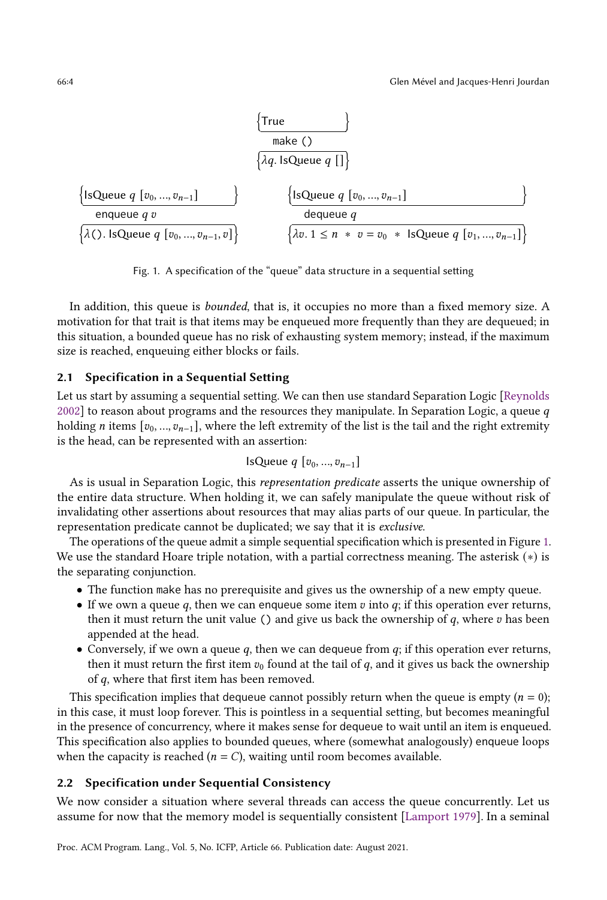$$\left\{\text{True}\right\}\ \texttt{make}\ ()\ \left\{\lambda q.\ \text{IsQueue}\ q\ []\right\}$$

$$\left\{\text{IsQueue}\ q\ [v_0, \ldots, v_{n-1}]\right\}\ \texttt{enqueue}\ q\ v\ \left\{\lambda().\ \text{IsQueue}\ q\ [v_0, \ldots, v_{n-1}, v]\right\}$$

$$\left\{\text{IsQueue}\ q\ [v_0, \ldots, v_{n-1}]\right\}\ \texttt{dequeue}\ q\ \left\{\lambda v.\ 1 \leq n\ *\ v = v_0\ *\ \text{IsQueue}\ q\ [v_1, \ldots, v_{n-1}]\right\}$$

Fig. 1. A specification of the "queue" data structure in a sequential setting

In addition, this queue is *bounded*, that is, it occupies no more than a fixed memory size. A motivation for that trait is that items may be enqueued more frequently than they are dequeued; in this situation, a bounded queue has no risk of exhausting system memory; instead, if the maximum size is reached, enqueuing either blocks or fails.

## 2.1 Specification in a Sequential Setting

Let us start by assuming a sequential setting. We can then use standard Separation Logic [Reynolds 2002] to reason about programs and the resources they manipulate. In Separation Logic, a queue $q$ holding $n$ items $[v_0, \ldots, v_{n-1}]$, where the left extremity of the list is the tail and the right extremity is the head, can be represented with an assertion:

$$\text{IsQueue}\ q\ [v_0, \ldots, v_{n-1}]$$

As is usual in Separation Logic, this *representation predicate* asserts the unique ownership of the entire data structure. When holding it, we can safely manipulate the queue without risk of invalidating other assertions about resources that may alias parts of our queue. In particular, the representation predicate cannot be duplicated; we say that it is *exclusive*.

The operations of the queue admit a simple sequential specification which is presented in Figure 1. We use the standard Hoare triple notation, with a partial correctness meaning. The asterisk ($*$) is the separating conjunction.

- The function `make` has no prerequisite and gives us the ownership of a new empty queue.
- If we own a queue $q$, then we can `enqueue` some item $v$ into $q$; if this operation ever returns, then it must return the unit value `()` and give us back the ownership of $q$, where $v$ has been appended at the head.
- Conversely, if we own a queue $q$, then we can `dequeue` from $q$; if this operation ever returns, then it must return the first item $v_0$ found at the tail of $q$, and it gives us back the ownership of $q$, where that first item has been removed.

This specification implies that `dequeue` cannot possibly return when the queue is empty ($n = 0$); in this case, it must loop forever. This is pointless in a sequential setting, but becomes meaningful in the presence of concurrency, where it makes sense for `dequeue` to wait until an item is enqueued. This specification also applies to bounded queues, where (somewhat analogously) `enqueue` loops when the capacity is reached ($n = C$), waiting until room becomes available.

## 2.2 Specification under Sequential Consistency

We now consider a situation where several threads can access the queue concurrently. Let us assume for now that the memory model is sequentially consistent [Lamport 1979]. In a seminal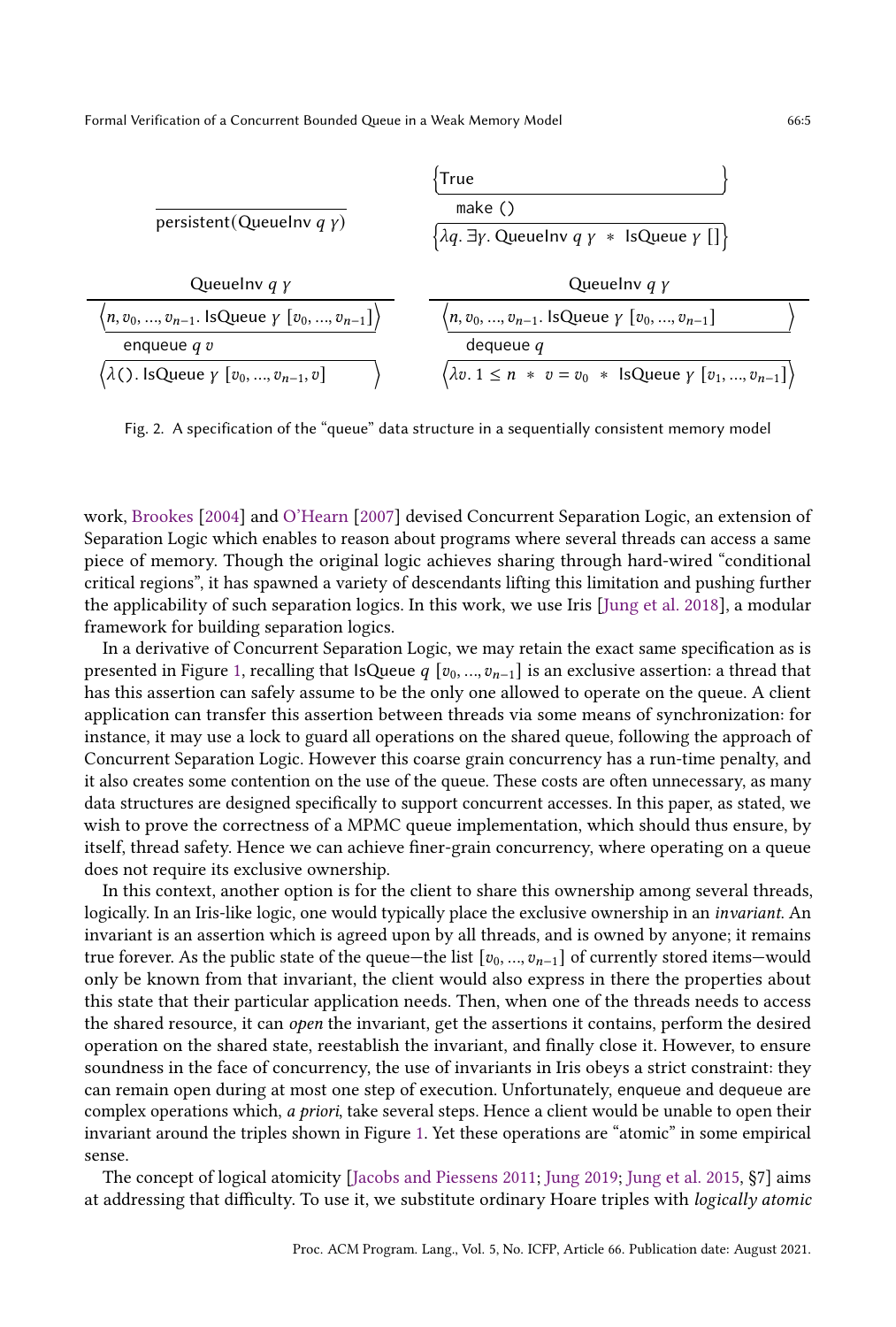$$\frac{}{\text{persistent}(\text{QueueInv } q\ \gamma)}$$

$$\begin{array}{l}\{\text{True}\}\\ \quad \texttt{make ()}\\ \{\lambda q.\ \exists \gamma.\ \text{QueueInv } q\ \gamma\ *\ \text{IsQueue } \gamma\ []\}\end{array}$$

$$\frac{\text{QueueInv } q\ \gamma}{\begin{array}{l}\langle n, v_0, \ldots, v_{n-1}.\ \text{IsQueue } \gamma\ [v_0, \ldots, v_{n-1}]\rangle\\ \quad \texttt{enqueue } q\ v\\ \langle \lambda ().\ \text{IsQueue } \gamma\ [v_0, \ldots, v_{n-1}, v]\rangle\end{array}}$$

$$\frac{\text{QueueInv } q\ \gamma}{\begin{array}{l}\langle n, v_0, \ldots, v_{n-1}.\ \text{IsQueue } \gamma\ [v_0, \ldots, v_{n-1}]\rangle\\ \quad \texttt{dequeue } q\\ \langle \lambda v.\ 1 \le n\ *\ v = v_0\ *\ \text{IsQueue } \gamma\ [v_1, \ldots, v_{n-1}]\rangle\end{array}}$$

Fig. 2. A specification of the "queue" data structure in a sequentially consistent memory model

work, Brookes [2004] and O'Hearn [2007] devised Concurrent Separation Logic, an extension of Separation Logic which enables to reason about programs where several threads can access a same piece of memory. Though the original logic achieves sharing through hard-wired "conditional critical regions", it has spawned a variety of descendants lifting this limitation and pushing further the applicability of such separation logics. In this work, we use Iris [Jung et al. 2018], a modular framework for building separation logics.

In a derivative of Concurrent Separation Logic, we may retain the exact same specification as is presented in Figure 1, recalling that IsQueue $q\ [v_0, \ldots, v_{n-1}]$ is an exclusive assertion: a thread that has this assertion can safely assume to be the only one allowed to operate on the queue. A client application can transfer this assertion between threads via some means of synchronization: for instance, it may use a lock to guard all operations on the shared queue, following the approach of Concurrent Separation Logic. However this coarse grain concurrency has a run-time penalty, and it also creates some contention on the use of the queue. These costs are often unnecessary, as many data structures are designed specifically to support concurrent accesses. In this paper, as stated, we wish to prove the correctness of a MPMC queue implementation, which should thus ensure, by itself, thread safety. Hence we can achieve finer-grain concurrency, where operating on a queue does not require its exclusive ownership.

In this context, another option is for the client to share this ownership among several threads, logically. In an Iris-like logic, one would typically place the exclusive ownership in an *invariant*. An invariant is an assertion which is agreed upon by all threads, and is owned by anyone; it remains true forever. As the public state of the queue—the list $[v_0, \ldots, v_{n-1}]$ of currently stored items—would only be known from that invariant, the client would also express in there the properties about this state that their particular application needs. Then, when one of the threads needs to access the shared resource, it can *open* the invariant, get the assertions it contains, perform the desired operation on the shared state, reestablish the invariant, and finally close it. However, to ensure soundness in the face of concurrency, the use of invariants in Iris obeys a strict constraint: they can remain open during at most one step of execution. Unfortunately, enqueue and dequeue are complex operations which, *a priori*, take several steps. Hence a client would be unable to open their invariant around the triples shown in Figure 1. Yet these operations are "atomic" in some empirical sense.

The concept of logical atomicity [Jacobs and Piessens 2011; Jung 2019; Jung et al. 2015, §7] aims at addressing that difficulty. To use it, we substitute ordinary Hoare triples with *logically atomic*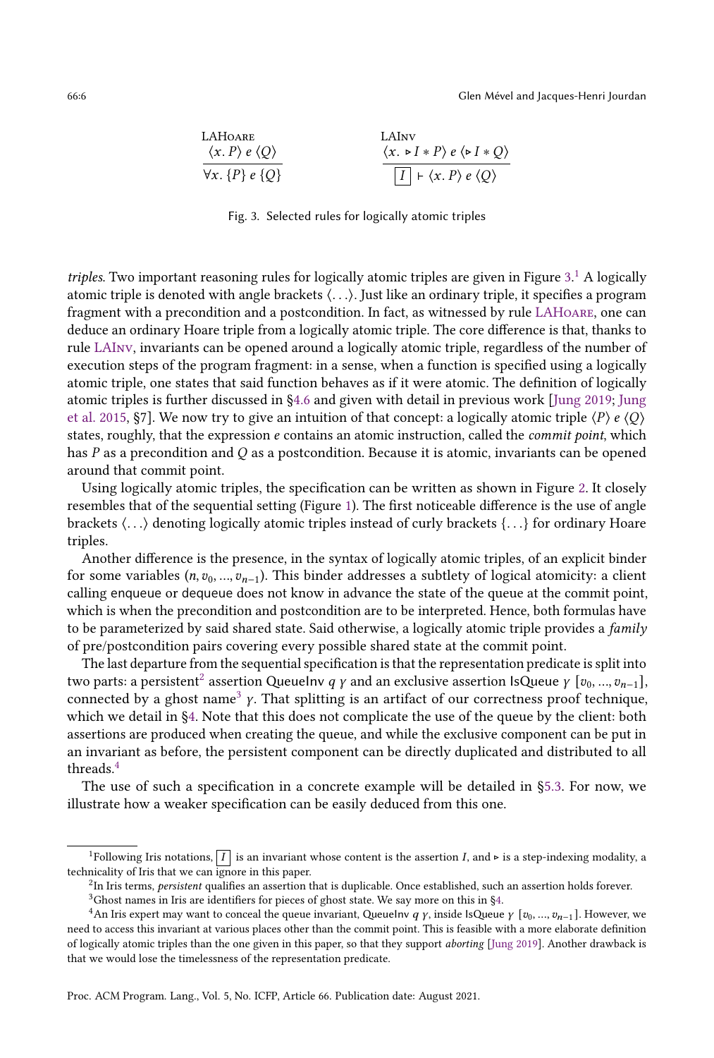$$\frac{\langle x.\ P\rangle\ e\ \langle Q\rangle}{\forall x.\ \{P\}\ e\ \{Q\}}\ \textsc{LAHoare} \qquad \frac{\langle x.\ \triangleright I * P\rangle\ e\ \langle \triangleright I * Q\rangle}{\boxed{I} \vdash \langle x.\ P\rangle\ e\ \langle Q\rangle}\ \textsc{LAInv}$$

Fig. 3. Selected rules for logically atomic triples

*triples*. Two important reasoning rules for logically atomic triples are given in Figure 3.[1] A logically atomic triple is denoted with angle brackets $\langle \ldots \rangle$. Just like an ordinary triple, it specifies a program fragment with a precondition and a postcondition. In fact, as witnessed by rule LAHoare, one can deduce an ordinary Hoare triple from a logically atomic triple. The core difference is that, thanks to rule LAInv, invariants can be opened around a logically atomic triple, regardless of the number of execution steps of the program fragment: in a sense, when a function is specified using a logically atomic triple, one states that said function behaves as if it were atomic. The definition of logically atomic triples is further discussed in §4.6 and given with detail in previous work [Jung 2019; Jung et al. 2015, §7]. We now try to give an intuition of that concept: a logically atomic triple $\langle P\rangle\ e\ \langle Q\rangle$ states, roughly, that the expression $e$ contains an atomic instruction, called the *commit point*, which has $P$ as a precondition and $Q$ as a postcondition. Because it is atomic, invariants can be opened around that commit point.

Using logically atomic triples, the specification can be written as shown in Figure 2. It closely resembles that of the sequential setting (Figure 1). The first noticeable difference is the use of angle brackets $\langle \ldots \rangle$ denoting logically atomic triples instead of curly brackets $\{\ldots\}$ for ordinary Hoare triples.

Another difference is the presence, in the syntax of logically atomic triples, of an explicit binder for some variables $(n, v_0, \ldots, v_{n-1})$. This binder addresses a subtlety of logical atomicity: a client calling enqueue or dequeue does not know in advance the state of the queue at the commit point, which is when the precondition and postcondition are to be interpreted. Hence, both formulas have to be parameterized by said shared state. Said otherwise, a logically atomic triple provides a *family* of pre/postcondition pairs covering every possible shared state at the commit point.

The last departure from the sequential specification is that the representation predicate is split into two parts: a persistent[2] assertion $\mathsf{QueueInv}\ q\ \gamma$ and an exclusive assertion $\mathsf{IsQueue}\ \gamma\ [v_0, \ldots, v_{n-1}]$, connected by a ghost name[3] $\gamma$. That splitting is an artifact of our correctness proof technique, which we detail in §4. Note that this does not complicate the use of the queue by the client: both assertions are produced when creating the queue, and while the exclusive component can be put in an invariant as before, the persistent component can be directly duplicated and distributed to all threads.[4]

The use of such a specification in a concrete example will be detailed in §5.3. For now, we illustrate how a weaker specification can be easily deduced from this one.

---

[1] Following Iris notations, $\boxed{I}$ is an invariant whose content is the assertion $I$, and $\triangleright$ is a step-indexing modality, a technicality of Iris that we can ignore in this paper.

[2] In Iris terms, *persistent* qualifies an assertion that is duplicable. Once established, such an assertion holds forever.

[3] Ghost names in Iris are identifiers for pieces of ghost state. We say more on this in §4.

[4] An Iris expert may want to conceal the queue invariant, $\mathsf{QueueInv}\ q\ \gamma$, inside $\mathsf{IsQueue}\ \gamma\ [v_0, \ldots, v_{n-1}]$. However, we need to access this invariant at various places other than the commit point. This is feasible with a more elaborate definition of logically atomic triples than the one given in this paper, so that they support *aborting* [Jung 2019]. Another drawback is that we would lose the timelessness of the representation predicate.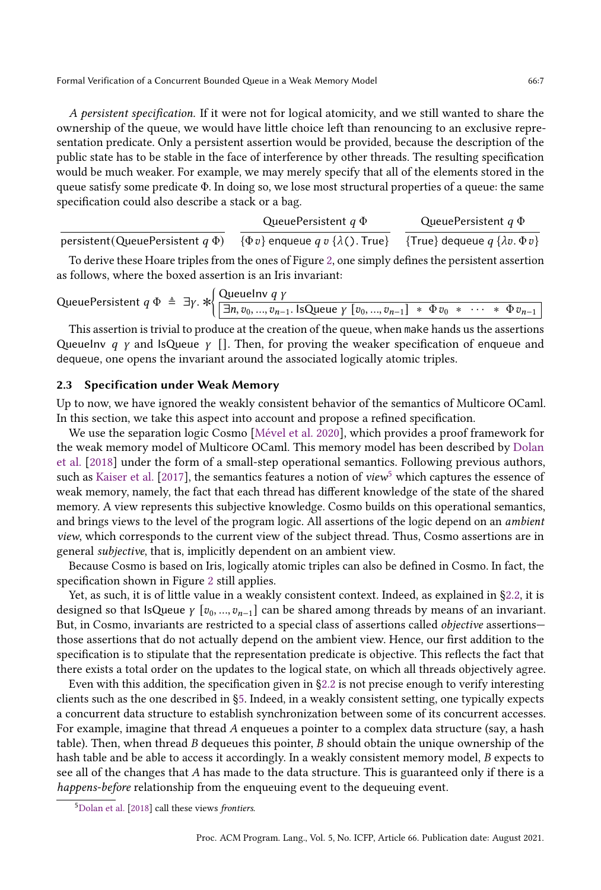*A persistent specification.* If it were not for logical atomicity, and we still wanted to share the ownership of the queue, we would have little choice left than renouncing to an exclusive representation predicate. Only a persistent assertion would be provided, because the description of the public state has to be stable in the face of interference by other threads. The resulting specification would be much weaker. For example, we may merely specify that all of the elements stored in the queue satisfy some predicate $\Phi$. In doing so, we lose most structural properties of a queue: the same specification could also describe a stack or a bag.

$$\frac{}{\mathsf{persistent}(\mathsf{QueuePersistent}\ q\ \Phi)} \qquad \frac{\mathsf{QueuePersistent}\ q\ \Phi}{\{\Phi\, v\}\ \mathsf{enqueue}\ q\ v\ \{\lambda().\,\mathsf{True}\}} \qquad \frac{\mathsf{QueuePersistent}\ q\ \Phi}{\{\mathsf{True}\}\ \mathsf{dequeue}\ q\ \{\lambda v.\,\Phi\, v\}}$$

To derive these Hoare triples from the ones of Figure 2, one simply defines the persistent assertion as follows, where the boxed assertion is an Iris invariant:

$$\mathsf{QueuePersistent}\ q\ \Phi \ \triangleq\ \exists \gamma.\ \ast\begin{cases} \mathsf{QueueInv}\ q\ \gamma \\ \boxed{\exists n, v_0, \ldots, v_{n-1}.\ \mathsf{IsQueue}\ \gamma\ [v_0, \ldots, v_{n-1}]\ \ast\ \Phi\, v_0\ \ast\ \cdots\ \ast\ \Phi\, v_{n-1}} \end{cases}$$

This assertion is trivial to produce at the creation of the queue, when make hands us the assertions $\mathsf{QueueInv}\ q\ \gamma$ and $\mathsf{IsQueue}\ \gamma\ []$. Then, for proving the weaker specification of enqueue and dequeue, one opens the invariant around the associated logically atomic triples.

### 2.3 Specification under Weak Memory

Up to now, we have ignored the weakly consistent behavior of the semantics of Multicore OCaml. In this section, we take this aspect into account and propose a refined specification.

We use the separation logic Cosmo [Mével et al. 2020], which provides a proof framework for the weak memory model of Multicore OCaml. This memory model has been described by Dolan et al. [2018] under the form of a small-step operational semantics. Following previous authors, such as Kaiser et al. [2017], the semantics features a notion of *view*[5] which captures the essence of weak memory, namely, the fact that each thread has different knowledge of the state of the shared memory. A view represents this subjective knowledge. Cosmo builds on this operational semantics, and brings views to the level of the program logic. All assertions of the logic depend on an *ambient view*, which corresponds to the current view of the subject thread. Thus, Cosmo assertions are in general *subjective*, that is, implicitly dependent on an ambient view.

Because Cosmo is based on Iris, logically atomic triples can also be defined in Cosmo. In fact, the specification shown in Figure 2 still applies.

Yet, as such, it is of little value in a weakly consistent context. Indeed, as explained in §2.2, it is designed so that $\mathsf{IsQueue}\ \gamma\ [v_0, \ldots, v_{n-1}]$ can be shared among threads by means of an invariant. But, in Cosmo, invariants are restricted to a special class of assertions called *objective* assertions—those assertions that do not actually depend on the ambient view. Hence, our first addition to the specification is to stipulate that the representation predicate is objective. This reflects the fact that there exists a total order on the updates to the logical state, on which all threads objectively agree.

Even with this addition, the specification given in §2.2 is not precise enough to verify interesting clients such as the one described in §5. Indeed, in a weakly consistent setting, one typically expects a concurrent data structure to establish synchronization between some of its concurrent accesses. For example, imagine that thread $A$ enqueues a pointer to a complex data structure (say, a hash table). Then, when thread $B$ dequeues this pointer, $B$ should obtain the unique ownership of the hash table and be able to access it accordingly. In a weakly consistent memory model, $B$ expects to see all of the changes that $A$ has made to the data structure. This is guaranteed only if there is a *happens-before* relationship from the enqueuing event to the dequeuing event.

[5] Dolan et al. [2018] call these views *frontiers*.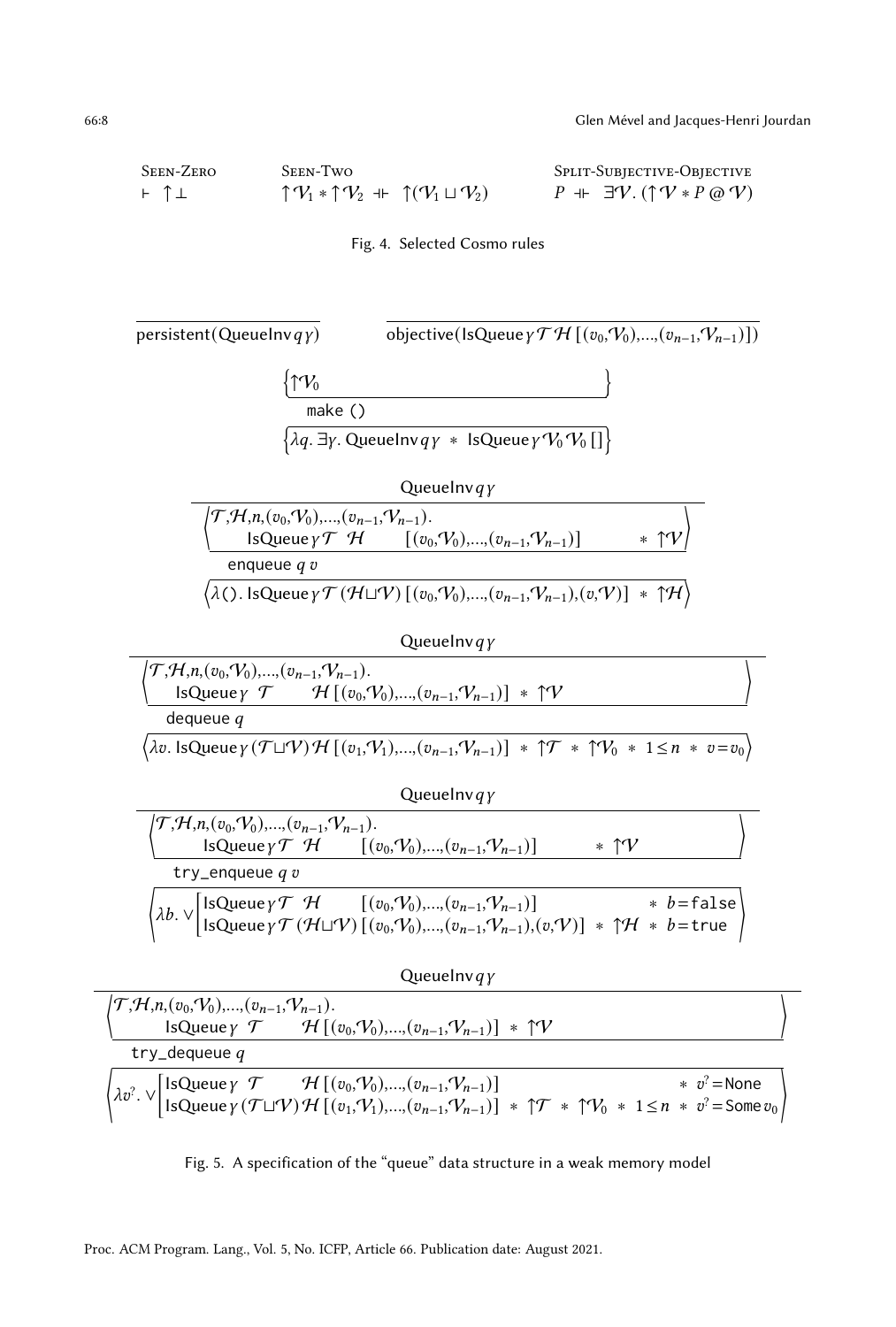**Seen-Zero**

$$\vdash\ \uparrow\bot$$

**Seen-Two**

$$\uparrow\mathcal{V}_1 * \uparrow\mathcal{V}_2 \ \dashv\vdash\ \uparrow(\mathcal{V}_1 \sqcup \mathcal{V}_2)$$

**Split-Subjective-Objective**

$$P \ \dashv\vdash\ \exists\mathcal{V}.\, (\uparrow\mathcal{V} * P \mathbin{@} \mathcal{V})$$

Fig. 4. Selected Cosmo rules

$$\overline{\mathsf{persistent}(\mathsf{QueueInv}\,q\,\gamma)} \qquad \overline{\mathsf{objective}(\mathsf{IsQueue}\,\gamma\,\mathcal{T}\,\mathcal{H}\,[(v_0,\mathcal{V}_0),\ldots,(v_{n-1},\mathcal{V}_{n-1})])}$$

$$\left\{\uparrow\mathcal{V}_0\right\}\ \ \texttt{make ()}\ \ \left\{\lambda q.\ \exists\gamma.\ \mathsf{QueueInv}\,q\,\gamma \ * \ \mathsf{IsQueue}\,\gamma\,\mathcal{V}_0\,\mathcal{V}_0\,[\,]\right\}$$

$$\frac{\mathsf{QueueInv}\,q\,\gamma}{\left\langle \mathcal{T},\mathcal{H},n,(v_0,\mathcal{V}_0),\ldots,(v_{n-1},\mathcal{V}_{n-1}).\ \mathsf{IsQueue}\,\gamma\,\mathcal{T}\ \mathcal{H}\ [(v_0,\mathcal{V}_0),\ldots,(v_{n-1},\mathcal{V}_{n-1})] \ * \ \uparrow\mathcal{V}\right\rangle\ \texttt{enqueue}\ q\ v\ \left\langle \lambda().\ \mathsf{IsQueue}\,\gamma\,\mathcal{T}\,(\mathcal{H}\sqcup\mathcal{V})\,[(v_0,\mathcal{V}_0),\ldots,(v_{n-1},\mathcal{V}_{n-1}),(v,\mathcal{V})] \ * \ \uparrow\mathcal{H}\right\rangle}$$

$$\frac{\mathsf{QueueInv}\,q\,\gamma}{\left\langle \mathcal{T},\mathcal{H},n,(v_0,\mathcal{V}_0),\ldots,(v_{n-1},\mathcal{V}_{n-1}).\ \mathsf{IsQueue}\,\gamma\ \mathcal{T}\ \ \mathcal{H}\,[(v_0,\mathcal{V}_0),\ldots,(v_{n-1},\mathcal{V}_{n-1})] \ * \ \uparrow\mathcal{V}\right\rangle\ \texttt{dequeue}\ q\ \left\langle \lambda v.\ \mathsf{IsQueue}\,\gamma\,(\mathcal{T}\sqcup\mathcal{V})\,\mathcal{H}\,[(v_1,\mathcal{V}_1),\ldots,(v_{n-1},\mathcal{V}_{n-1})] \ * \ \uparrow\mathcal{T} \ * \ \uparrow\mathcal{V}_0 \ * \ 1\leq n \ * \ v=v_0\right\rangle}$$

$$\frac{\mathsf{QueueInv}\,q\,\gamma}{\left\langle \mathcal{T},\mathcal{H},n,(v_0,\mathcal{V}_0),\ldots,(v_{n-1},\mathcal{V}_{n-1}).\ \mathsf{IsQueue}\,\gamma\,\mathcal{T}\ \mathcal{H}\ [(v_0,\mathcal{V}_0),\ldots,(v_{n-1},\mathcal{V}_{n-1})] \ * \ \uparrow\mathcal{V}\right\rangle\ \texttt{try\_enqueue}\ q\ v\ \left\langle \lambda b.\ \bigvee\begin{bmatrix}\mathsf{IsQueue}\,\gamma\,\mathcal{T}\ \mathcal{H}\ [(v_0,\mathcal{V}_0),\ldots,(v_{n-1},\mathcal{V}_{n-1})] \ * \ b=\texttt{false}\\ \mathsf{IsQueue}\,\gamma\,\mathcal{T}\,(\mathcal{H}\sqcup\mathcal{V})\,[(v_0,\mathcal{V}_0),\ldots,(v_{n-1},\mathcal{V}_{n-1}),(v,\mathcal{V})] \ * \ \uparrow\mathcal{H} \ * \ b=\texttt{true}\end{bmatrix}\right\rangle}$$

$$\frac{\mathsf{QueueInv}\,q\,\gamma}{\left\langle \mathcal{T},\mathcal{H},n,(v_0,\mathcal{V}_0),\ldots,(v_{n-1},\mathcal{V}_{n-1}).\ \mathsf{IsQueue}\,\gamma\ \mathcal{T}\ \ \mathcal{H}\,[(v_0,\mathcal{V}_0),\ldots,(v_{n-1},\mathcal{V}_{n-1})] \ * \ \uparrow\mathcal{V}\right\rangle\ \texttt{try\_dequeue}\ q\ \left\langle \lambda v^?.\ \bigvee\begin{bmatrix}\mathsf{IsQueue}\,\gamma\ \mathcal{T}\ \ \mathcal{H}\,[(v_0,\mathcal{V}_0),\ldots,(v_{n-1},\mathcal{V}_{n-1})] \ * \ v^?=\mathsf{None}\\ \mathsf{IsQueue}\,\gamma\,(\mathcal{T}\sqcup\mathcal{V})\,\mathcal{H}\,[(v_1,\mathcal{V}_1),\ldots,(v_{n-1},\mathcal{V}_{n-1})] \ * \ \uparrow\mathcal{T} \ * \ \uparrow\mathcal{V}_0 \ * \ 1\leq n \ * \ v^?=\mathsf{Some}\,v_0\end{bmatrix}\right\rangle}$$

Fig. 5. A specification of the "queue" data structure in a weak memory model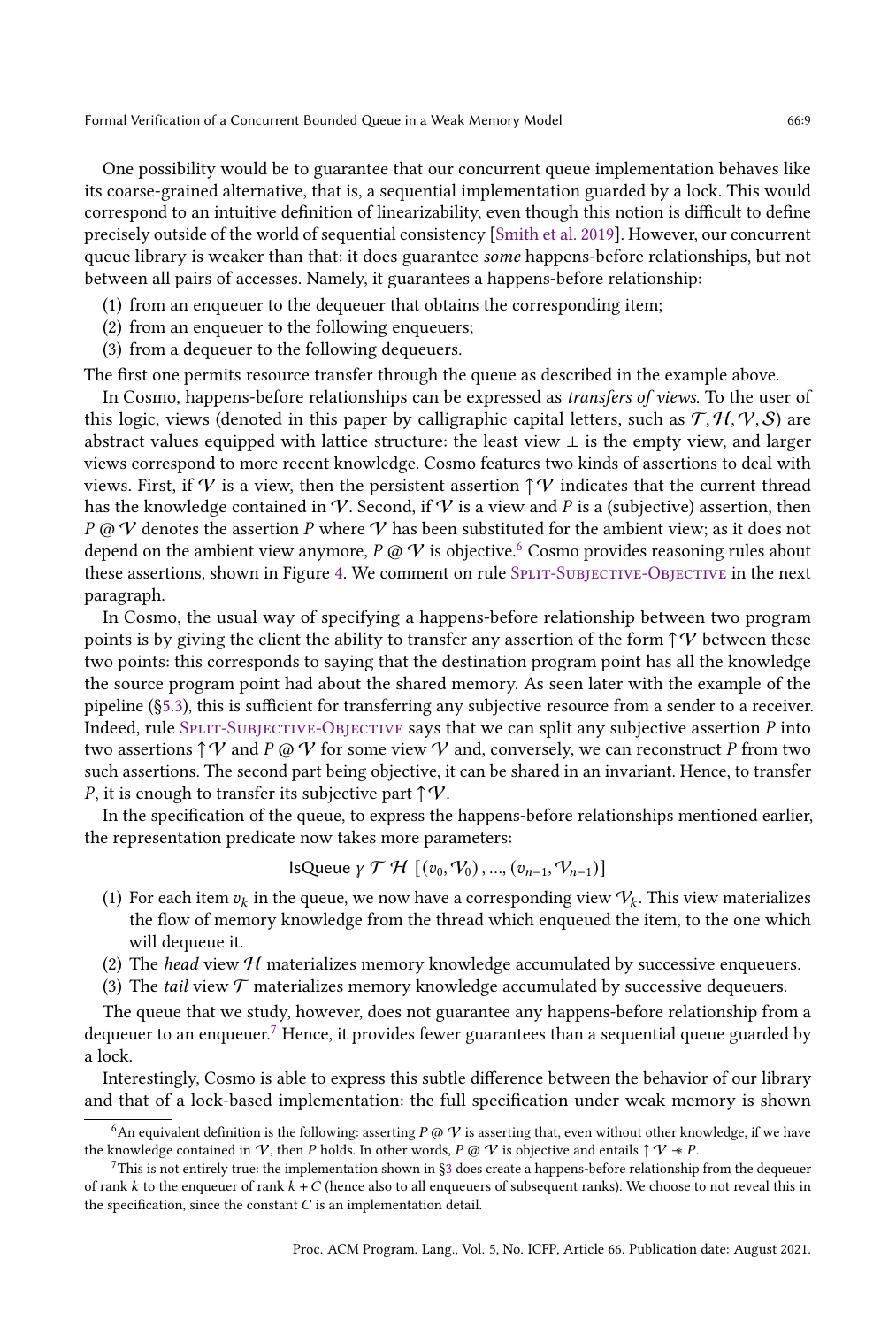One possibility would be to guarantee that our concurrent queue implementation behaves like its coarse-grained alternative, that is, a sequential implementation guarded by a lock. This would correspond to an intuitive definition of linearizability, even though this notion is difficult to define precisely outside of the world of sequential consistency [Smith et al. 2019]. However, our concurrent queue library is weaker than that: it does guarantee *some* happens-before relationships, but not between all pairs of accesses. Namely, it guarantees a happens-before relationship:

(1) from an enqueuer to the dequeuer that obtains the corresponding item;
(2) from an enqueuer to the following enqueuers;
(3) from a dequeuer to the following dequeuers.

The first one permits resource transfer through the queue as described in the example above.

In Cosmo, happens-before relationships can be expressed as *transfers of views*. To the user of this logic, views (denoted in this paper by calligraphic capital letters, such as $\mathcal{T}, \mathcal{H}, \mathcal{V}, \mathcal{S}$) are abstract values equipped with lattice structure: the least view $\bot$ is the empty view, and larger views correspond to more recent knowledge. Cosmo features two kinds of assertions to deal with views. First, if $\mathcal{V}$ is a view, then the persistent assertion $\uparrow\mathcal{V}$ indicates that the current thread has the knowledge contained in $\mathcal{V}$. Second, if $\mathcal{V}$ is a view and $P$ is a (subjective) assertion, then $P \mathbin{@} \mathcal{V}$ denotes the assertion $P$ where $\mathcal{V}$ has been substituted for the ambient view; as it does not depend on the ambient view anymore, $P \mathbin{@} \mathcal{V}$ is objective.[6] Cosmo provides reasoning rules about these assertions, shown in Figure 4. We comment on rule Split-Subjective-Objective in the next paragraph.

In Cosmo, the usual way of specifying a happens-before relationship between two program points is by giving the client the ability to transfer any assertion of the form $\uparrow\mathcal{V}$ between these two points: this corresponds to saying that the destination program point has all the knowledge the source program point had about the shared memory. As seen later with the example of the pipeline (§5.3), this is sufficient for transferring any subjective resource from a sender to a receiver. Indeed, rule Split-Subjective-Objective says that we can split any subjective assertion $P$ into two assertions $\uparrow\mathcal{V}$ and $P \mathbin{@} \mathcal{V}$ for some view $\mathcal{V}$ and, conversely, we can reconstruct $P$ from two such assertions. The second part being objective, it can be shared in an invariant. Hence, to transfer $P$, it is enough to transfer its subjective part $\uparrow\mathcal{V}$.

In the specification of the queue, to express the happens-before relationships mentioned earlier, the representation predicate now takes more parameters:

$$\mathsf{IsQueue}\ \gamma\ \mathcal{T}\ \mathcal{H}\ [(v_0, \mathcal{V}_0), \ldots, (v_{n-1}, \mathcal{V}_{n-1})]$$

(1) For each item $v_k$ in the queue, we now have a corresponding view $\mathcal{V}_k$. This view materializes the flow of memory knowledge from the thread which enqueued the item, to the one which will dequeue it.
(2) The *head* view $\mathcal{H}$ materializes memory knowledge accumulated by successive enqueuers.
(3) The *tail* view $\mathcal{T}$ materializes memory knowledge accumulated by successive dequeuers.

The queue that we study, however, does not guarantee any happens-before relationship from a dequeuer to an enqueuer.[7] Hence, it provides fewer guarantees than a sequential queue guarded by a lock.

Interestingly, Cosmo is able to express this subtle difference between the behavior of our library and that of a lock-based implementation: the full specification under weak memory is shown

---

[6] An equivalent definition is the following: asserting $P \mathbin{@} \mathcal{V}$ is asserting that, even without other knowledge, if we have the knowledge contained in $\mathcal{V}$, then $P$ holds. In other words, $P \mathbin{@} \mathcal{V}$ is objective and entails $\uparrow\mathcal{V} \mathrel{-\!\!*} P$.

[7] This is not entirely true: the implementation shown in §3 does create a happens-before relationship from the dequeuer of rank $k$ to the enqueuer of rank $k + C$ (hence also to all enqueuers of subsequent ranks). We choose to not reveal this in the specification, since the constant $C$ is an implementation detail.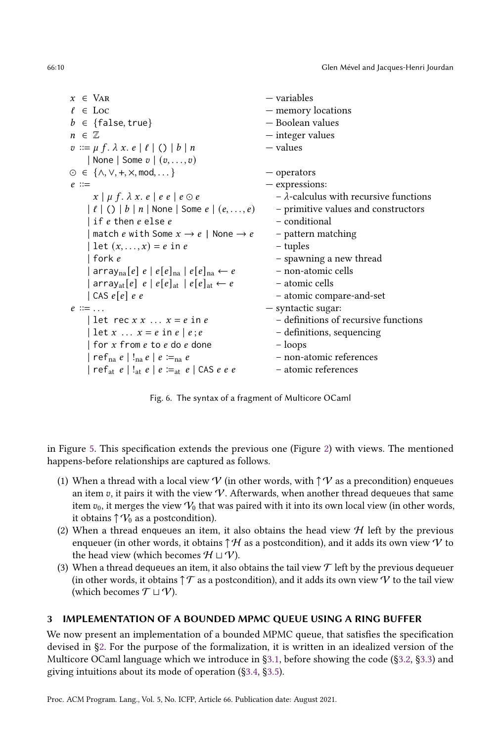$$
\begin{array}{lll}
x \in \textsc{Var} & & \text{— variables} \\
\ell \in \textsc{Loc} & & \text{— memory locations} \\
b \in \{\mathsf{false}, \mathsf{true}\} & & \text{— Boolean values} \\
n \in \mathbb{Z} & & \text{— integer values} \\
v ::= \mu\, f.\, \lambda\, x.\, e \mid \ell \mid () \mid b \mid n & & \text{— values} \\
\quad \mid \mathsf{None} \mid \mathsf{Some}\ v \mid (v, \ldots, v) & & \\
\odot \in \{\wedge, \vee, +, \times, \mathsf{mod}, \ldots\} & & \text{— operators} \\
e ::= & & \text{— expressions:} \\
\quad x \mid \mu\, f.\, \lambda\, x.\, e \mid e\ e \mid e \odot e & & \text{– } \lambda\text{-calculus with recursive functions} \\
\quad \mid \ell \mid () \mid b \mid n \mid \mathsf{None} \mid \mathsf{Some}\ e \mid (e, \ldots, e) & & \text{– primitive values and constructors} \\
\quad \mid \mathsf{if}\ e\ \mathsf{then}\ e\ \mathsf{else}\ e & & \text{– conditional} \\
\quad \mid \mathsf{match}\ e\ \mathsf{with}\ \mathsf{Some}\ x \rightarrow e \mid \mathsf{None} \rightarrow e & & \text{– pattern matching} \\
\quad \mid \mathsf{let}\ (x, \ldots, x) = e\ \mathsf{in}\ e & & \text{– tuples} \\
\quad \mid \mathsf{fork}\ e & & \text{– spawning a new thread} \\
\quad \mid \mathsf{array_{na}}[e]\ e \mid e[e]_{\mathrm{na}} \mid e[e]_{\mathrm{na}} \leftarrow e & & \text{– non-atomic cells} \\
\quad \mid \mathsf{array_{at}}[e]\ e \mid e[e]_{\mathrm{at}} \mid e[e]_{\mathrm{at}} \leftarrow e & & \text{– atomic cells} \\
\quad \mid \mathsf{CAS}\ e[e]\ e\ e & & \text{– atomic compare-and-set} \\
e ::= \ldots & & \text{— syntactic sugar:} \\
\quad \mid \mathsf{let\ rec}\ x\ x\ \ldots\ x = e\ \mathsf{in}\ e & & \text{– definitions of recursive functions} \\
\quad \mid \mathsf{let}\ x\ \ldots\ x = e\ \mathsf{in}\ e \mid e\, ; e & & \text{– definitions, sequencing} \\
\quad \mid \mathsf{for}\ x\ \mathsf{from}\ e\ \mathsf{to}\ e\ \mathsf{do}\ e\ \mathsf{done} & & \text{– loops} \\
\quad \mid \mathsf{ref_{na}}\ e \mid !_{\mathrm{na}}\, e \mid e :=_{\mathrm{na}} e & & \text{– non-atomic references} \\
\quad \mid \mathsf{ref_{at}}\ e \mid !_{\mathrm{at}}\, e \mid e :=_{\mathrm{at}} e \mid \mathsf{CAS}\ e\ e\ e & & \text{– atomic references}
\end{array}
$$

Fig. 6. The syntax of a fragment of Multicore OCaml

in Figure 5. This specification extends the previous one (Figure 2) with views. The mentioned happens-before relationships are captured as follows.

(1) When a thread with a local view $\mathcal{V}$ (in other words, with $\uparrow\mathcal{V}$ as a precondition) enqueues an item $v$, it pairs it with the view $\mathcal{V}$. Afterwards, when another thread dequeues that same item $v_0$, it merges the view $\mathcal{V}_0$ that was paired with it into its own local view (in other words, it obtains $\uparrow\mathcal{V}_0$ as a postcondition).
(2) When a thread enqueues an item, it also obtains the head view $\mathcal{H}$ left by the previous enqueuer (in other words, it obtains $\uparrow\mathcal{H}$ as a postcondition), and it adds its own view $\mathcal{V}$ to the head view (which becomes $\mathcal{H} \sqcup \mathcal{V}$).
(3) When a thread dequeues an item, it also obtains the tail view $\mathcal{T}$ left by the previous dequeuer (in other words, it obtains $\uparrow\mathcal{T}$ as a postcondition), and it adds its own view $\mathcal{V}$ to the tail view (which becomes $\mathcal{T} \sqcup \mathcal{V}$).

## 3 IMPLEMENTATION OF A BOUNDED MPMC QUEUE USING A RING BUFFER

We now present an implementation of a bounded MPMC queue, that satisfies the specification devised in §2. For the purpose of the formalization, it is written in an idealized version of the Multicore OCaml language which we introduce in §3.1, before showing the code (§3.2, §3.3) and giving intuitions about its mode of operation (§3.4, §3.5).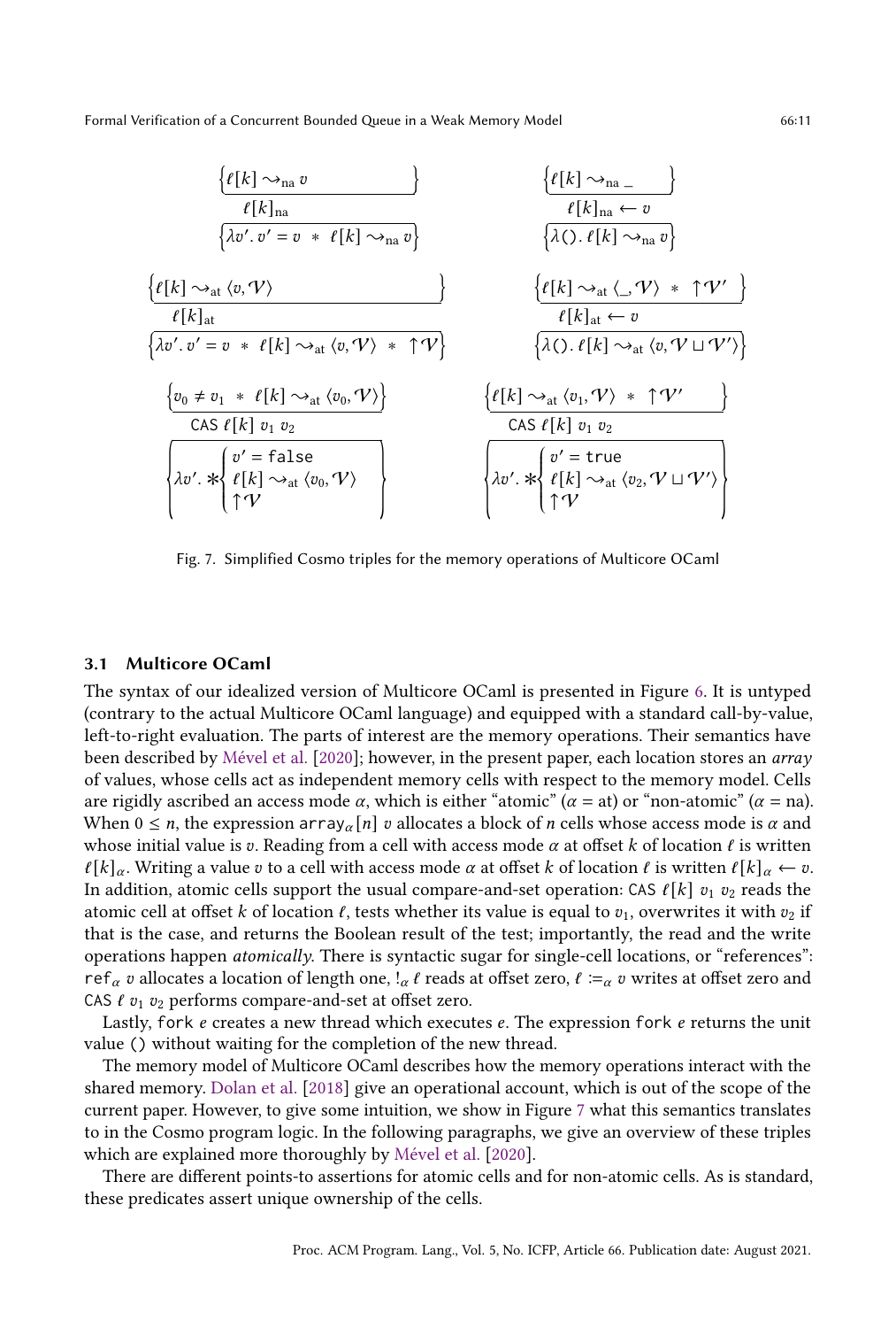$$\frac{\left\{\ell[k] \rightsquigarrow_{\text{na}} v\right\}}{\ell[k]_{\text{na}}} \quad \left\{\lambda v'.\, v' = v \;*\; \ell[k] \rightsquigarrow_{\text{na}} v\right\}$$

$$\frac{\left\{\ell[k] \rightsquigarrow_{\text{na}} \_\right\}}{\ell[k]_{\text{na}} \leftarrow v} \quad \left\{\lambda ().\, \ell[k] \rightsquigarrow_{\text{na}} v\right\}$$

$$\frac{\left\{\ell[k] \rightsquigarrow_{\text{at}} \langle v, \mathcal{V}\rangle\right\}}{\ell[k]_{\text{at}}} \quad \left\{\lambda v'.\, v' = v \;*\; \ell[k] \rightsquigarrow_{\text{at}} \langle v, \mathcal{V}\rangle \;*\; \uparrow\mathcal{V}\right\}$$

$$\frac{\left\{\ell[k] \rightsquigarrow_{\text{at}} \langle \_, \mathcal{V}\rangle \;*\; \uparrow\mathcal{V}'\right\}}{\ell[k]_{\text{at}} \leftarrow v} \quad \left\{\lambda ().\, \ell[k] \rightsquigarrow_{\text{at}} \langle v, \mathcal{V} \sqcup \mathcal{V}'\rangle\right\}$$

$$\frac{\left\{v_0 \neq v_1 \;*\; \ell[k] \rightsquigarrow_{\text{at}} \langle v_0, \mathcal{V}\rangle\right\}}{\texttt{CAS}\ \ell[k]\ v_1\ v_2} \quad \left\{\lambda v'.\, \ast\begin{cases} v' = \texttt{false} \\ \ell[k] \rightsquigarrow_{\text{at}} \langle v_0, \mathcal{V}\rangle \\ \uparrow\mathcal{V}\end{cases}\right\}$$

$$\frac{\left\{\ell[k] \rightsquigarrow_{\text{at}} \langle v_1, \mathcal{V}\rangle \;*\; \uparrow\mathcal{V}'\right\}}{\texttt{CAS}\ \ell[k]\ v_1\ v_2} \quad \left\{\lambda v'.\, \ast\begin{cases} v' = \texttt{true} \\ \ell[k] \rightsquigarrow_{\text{at}} \langle v_2, \mathcal{V} \sqcup \mathcal{V}'\rangle \\ \uparrow\mathcal{V}\end{cases}\right\}$$

Fig. 7. Simplified Cosmo triples for the memory operations of Multicore OCaml

### 3.1 Multicore OCaml

The syntax of our idealized version of Multicore OCaml is presented in Figure 6. It is untyped (contrary to the actual Multicore OCaml language) and equipped with a standard call-by-value, left-to-right evaluation. The parts of interest are the memory operations. Their semantics have been described by Mével et al. [2020]; however, in the present paper, each location stores an *array* of values, whose cells act as independent memory cells with respect to the memory model. Cells are rigidly ascribed an access mode $\alpha$, which is either "atomic" ($\alpha$ = at) or "non-atomic" ($\alpha$ = na). When $0 \leq n$, the expression $\texttt{array}_\alpha[n]\ v$ allocates a block of $n$ cells whose access mode is $\alpha$ and whose initial value is $v$. Reading from a cell with access mode $\alpha$ at offset $k$ of location $\ell$ is written $\ell[k]_\alpha$. Writing a value $v$ to a cell with access mode $\alpha$ at offset $k$ of location $\ell$ is written $\ell[k]_\alpha \leftarrow v$. In addition, atomic cells support the usual compare-and-set operation: $\texttt{CAS}\ \ell[k]\ v_1\ v_2$ reads the atomic cell at offset $k$ of location $\ell$, tests whether its value is equal to $v_1$, overwrites it with $v_2$ if that is the case, and returns the Boolean result of the test; importantly, the read and the write operations happen *atomically*. There is syntactic sugar for single-cell locations, or "references": $\texttt{ref}_\alpha\ v$ allocates a location of length one, $!_\alpha\ \ell$ reads at offset zero, $\ell := _\alpha v$ writes at offset zero and $\texttt{CAS}\ \ell\ v_1\ v_2$ performs compare-and-set at offset zero.

Lastly, $\texttt{fork}\ e$ creates a new thread which executes $e$. The expression $\texttt{fork}\ e$ returns the unit value `()` without waiting for the completion of the new thread.

The memory model of Multicore OCaml describes how the memory operations interact with the shared memory. Dolan et al. [2018] give an operational account, which is out of the scope of the current paper. However, to give some intuition, we show in Figure 7 what this semantics translates to in the Cosmo program logic. In the following paragraphs, we give an overview of these triples which are explained more thoroughly by Mével et al. [2020].

There are different points-to assertions for atomic cells and for non-atomic cells. As is standard, these predicates assert unique ownership of the cells.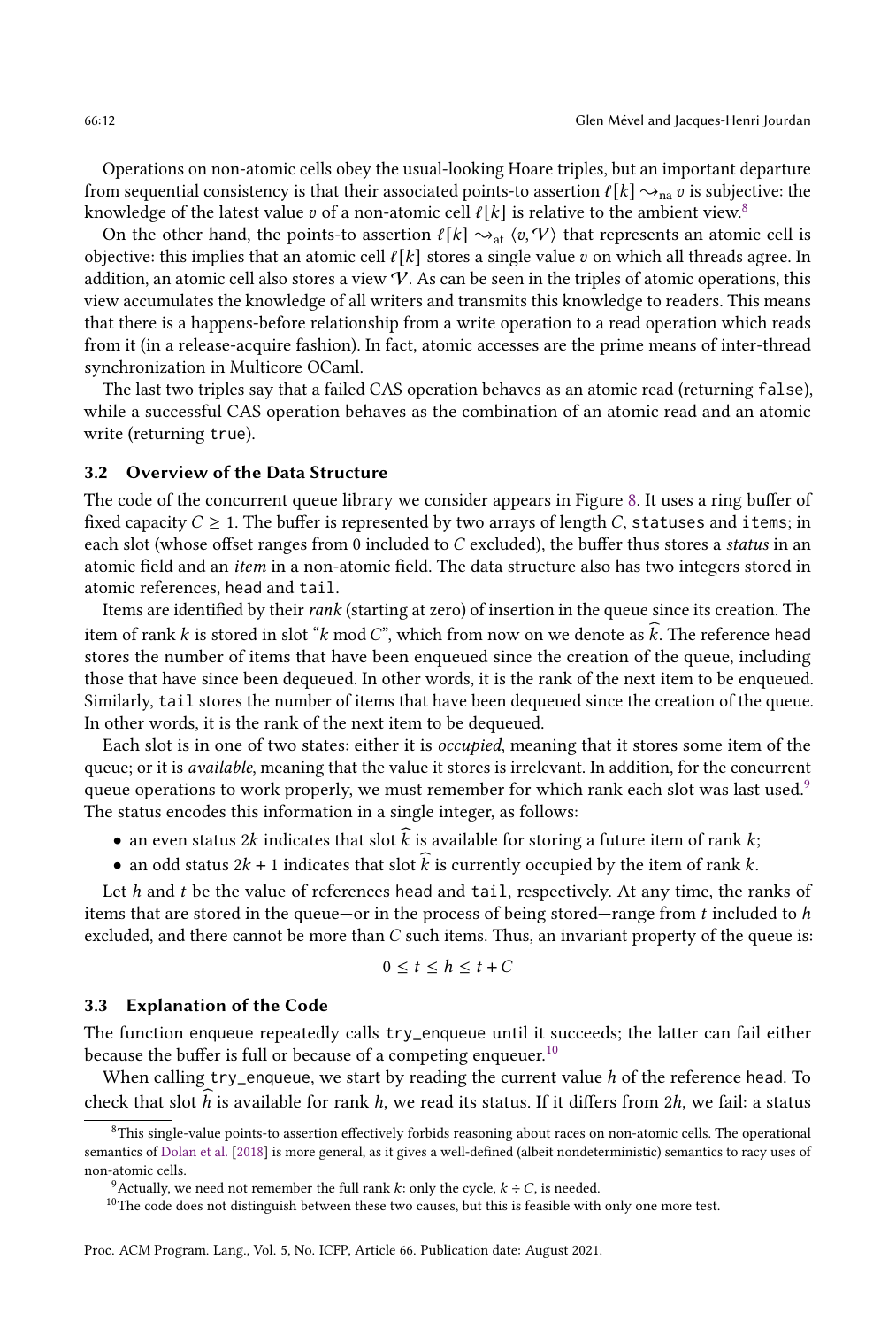Operations on non-atomic cells obey the usual-looking Hoare triples, but an important departure from sequential consistency is that their associated points-to assertion $\ell[k] \rightsquigarrow_{\text{na}} v$ is subjective: the knowledge of the latest value $v$ of a non-atomic cell $\ell[k]$ is relative to the ambient view.[8]

On the other hand, the points-to assertion $\ell[k] \rightsquigarrow_{\text{at}} \langle v, \mathcal{V} \rangle$ that represents an atomic cell is objective: this implies that an atomic cell $\ell[k]$ stores a single value $v$ on which all threads agree. In addition, an atomic cell also stores a view $\mathcal{V}$. As can be seen in the triples of atomic operations, this view accumulates the knowledge of all writers and transmits this knowledge to readers. This means that there is a happens-before relationship from a write operation to a read operation which reads from it (in a release-acquire fashion). In fact, atomic accesses are the prime means of inter-thread synchronization in Multicore OCaml.

The last two triples say that a failed CAS operation behaves as an atomic read (returning `false`), while a successful CAS operation behaves as the combination of an atomic read and an atomic write (returning `true`).

### 3.2 Overview of the Data Structure

The code of the concurrent queue library we consider appears in Figure 8. It uses a ring buffer of fixed capacity $C \geq 1$. The buffer is represented by two arrays of length $C$, `statuses` and `items`; in each slot (whose offset ranges from 0 included to $C$ excluded), the buffer thus stores a *status* in an atomic field and an *item* in a non-atomic field. The data structure also has two integers stored in atomic references, `head` and `tail`.

Items are identified by their *rank* (starting at zero) of insertion in the queue since its creation. The item of rank $k$ is stored in slot "$k \bmod C$", which from now on we denote as $\widehat{k}$. The reference `head` stores the number of items that have been enqueued since the creation of the queue, including those that have since been dequeued. In other words, it is the rank of the next item to be enqueued. Similarly, `tail` stores the number of items that have been dequeued since the creation of the queue. In other words, it is the rank of the next item to be dequeued.

Each slot is in one of two states: either it is *occupied*, meaning that it stores some item of the queue; or it is *available*, meaning that the value it stores is irrelevant. In addition, for the concurrent queue operations to work properly, we must remember for which rank each slot was last used.[9] The status encodes this information in a single integer, as follows:

- an even status $2k$ indicates that slot $\widehat{k}$ is available for storing a future item of rank $k$;
- an odd status $2k + 1$ indicates that slot $\widehat{k}$ is currently occupied by the item of rank $k$.

Let $h$ and $t$ be the value of references `head` and `tail`, respectively. At any time, the ranks of items that are stored in the queue—or in the process of being stored—range from $t$ included to $h$ excluded, and there cannot be more than $C$ such items. Thus, an invariant property of the queue is:

$$0 \leq t \leq h \leq t + C$$

### 3.3 Explanation of the Code

The function `enqueue` repeatedly calls `try_enqueue` until it succeeds; the latter can fail either because the buffer is full or because of a competing enqueuer.[10]

When calling `try_enqueue`, we start by reading the current value $h$ of the reference `head`. To check that slot $\widehat{h}$ is available for rank $h$, we read its status. If it differs from $2h$, we fail: a status

---

[8] This single-value points-to assertion effectively forbids reasoning about races on non-atomic cells. The operational semantics of Dolan et al. [2018] is more general, as it gives a well-defined (albeit nondeterministic) semantics to racy uses of non-atomic cells.

[9] Actually, we need not remember the full rank $k$: only the cycle, $k \div C$, is needed.

[10] The code does not distinguish between these two causes, but this is feasible with only one more test.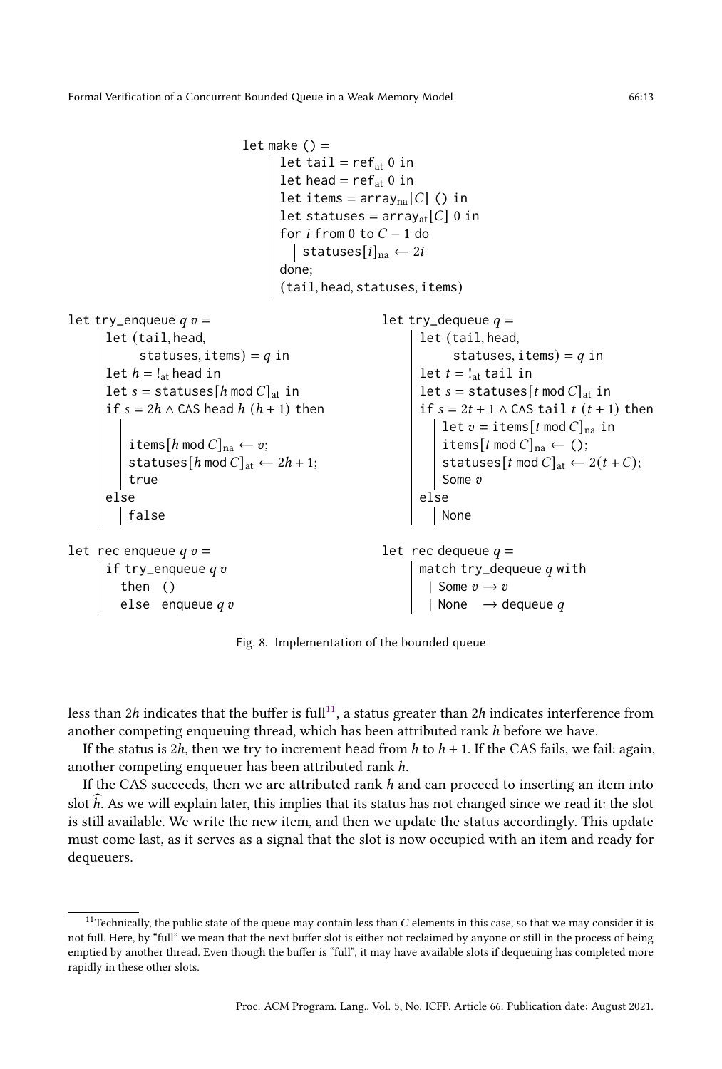```
let make () =
  let tail = ref_at 0 in
  let head = ref_at 0 in
  let items = array_na[C] () in
  let statuses = array_at[C] 0 in
  for i from 0 to C − 1 do
    statuses[i]_na ← 2i
  done;
  (tail, head, statuses, items)
```

```
let try_enqueue q v =
  let (tail, head,
       statuses, items) = q in
  let h = !_at head in
  let s = statuses[h mod C]_at in
  if s = 2h ∧ CAS head h (h + 1) then

    items[h mod C]_na ← v;
    statuses[h mod C]_at ← 2h + 1;
    true
  else
    false
```

```
let try_dequeue q =
  let (tail, head,
       statuses, items) = q in
  let t = !_at tail in
  let s = statuses[t mod C]_at in
  if s = 2t + 1 ∧ CAS tail t (t + 1) then
    let v = items[t mod C]_na in
    items[t mod C]_na ← ();
    statuses[t mod C]_at ← 2(t + C);
    Some v
  else
    None
```

```
let rec enqueue q v =
  if try_enqueue q v
    then ()
    else enqueue q v
```

```
let rec dequeue q =
  match try_dequeue q with
    | Some v → v
    | None   → dequeue q
```

Fig. 8. Implementation of the bounded queue

less than $2h$ indicates that the buffer is full[11], a status greater than $2h$ indicates interference from another competing enqueuing thread, which has been attributed rank $h$ before we have.

If the status is $2h$, then we try to increment head from $h$ to $h + 1$. If the CAS fails, we fail: again, another competing enqueuer has been attributed rank $h$.

If the CAS succeeds, then we are attributed rank $h$ and can proceed to inserting an item into slot $\widehat{h}$. As we will explain later, this implies that its status has not changed since we read it: the slot is still available. We write the new item, and then we update the status accordingly. This update must come last, as it serves as a signal that the slot is now occupied with an item and ready for dequeuers.

[11] Technically, the public state of the queue may contain less than $C$ elements in this case, so that we may consider it is not full. Here, by "full" we mean that the next buffer slot is either not reclaimed by anyone or still in the process of being emptied by another thread. Even though the buffer is "full", it may have available slots if dequeuing has completed more rapidly in these other slots.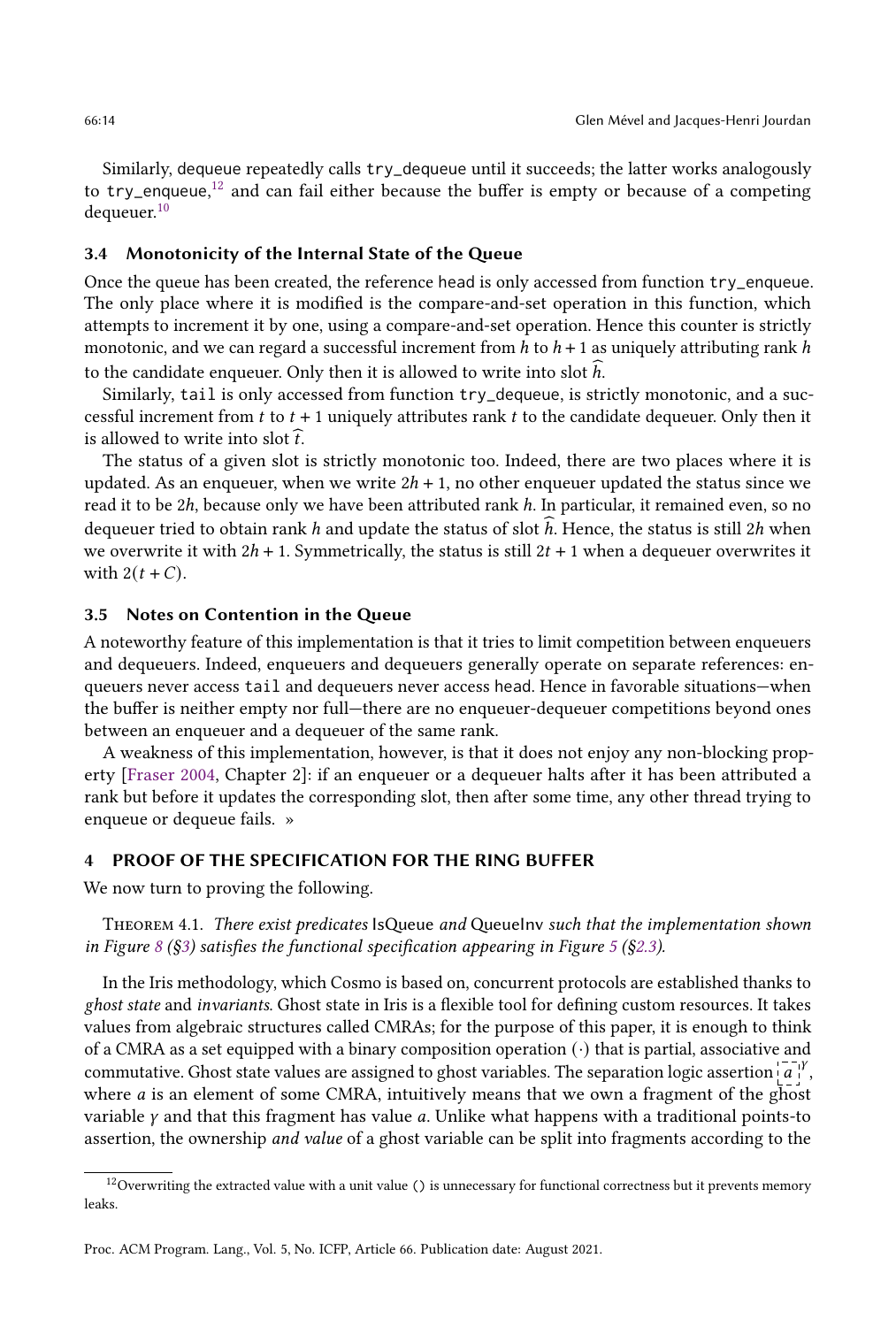Similarly, dequeue repeatedly calls try_dequeue until it succeeds; the latter works analogously to try_enqueue,[12] and can fail either because the buffer is empty or because of a competing dequeuer.[10]

### 3.4 Monotonicity of the Internal State of the Queue

Once the queue has been created, the reference head is only accessed from function try_enqueue. The only place where it is modified is the compare-and-set operation in this function, which attempts to increment it by one, using a compare-and-set operation. Hence this counter is strictly monotonic, and we can regard a successful increment from $h$ to $h + 1$ as uniquely attributing rank $h$ to the candidate enqueuer. Only then it is allowed to write into slot $\widehat{h}$.

Similarly, tail is only accessed from function try_dequeue, is strictly monotonic, and a successful increment from $t$ to $t + 1$ uniquely attributes rank $t$ to the candidate dequeuer. Only then it is allowed to write into slot $\widehat{t}$.

The status of a given slot is strictly monotonic too. Indeed, there are two places where it is updated. As an enqueuer, when we write $2h + 1$, no other enqueuer updated the status since we read it to be $2h$, because only we have been attributed rank $h$. In particular, it remained even, so no dequeuer tried to obtain rank $h$ and update the status of slot $\widehat{h}$. Hence, the status is still $2h$ when we overwrite it with $2h + 1$. Symmetrically, the status is still $2t + 1$ when a dequeuer overwrites it with $2(t + C)$.

### 3.5 Notes on Contention in the Queue

A noteworthy feature of this implementation is that it tries to limit competition between enqueuers and dequeuers. Indeed, enqueuers and dequeuers generally operate on separate references: enqueuers never access tail and dequeuers never access head. Hence in favorable situations—when the buffer is neither empty nor full—there are no enqueuer-dequeuer competitions beyond ones between an enqueuer and a dequeuer of the same rank.

A weakness of this implementation, however, is that it does not enjoy any non-blocking property [Fraser 2004, Chapter 2]: if an enqueuer or a dequeuer halts after it has been attributed a rank but before it updates the corresponding slot, then after some time, any other thread trying to enqueue or dequeue fails. »

## 4 PROOF OF THE SPECIFICATION FOR THE RING BUFFER

We now turn to proving the following.

Theorem 4.1. *There exist predicates* IsQueue *and* QueueInv *such that the implementation shown in Figure 8 (§3) satisfies the functional specification appearing in Figure 5 (§2.3).*

In the Iris methodology, which Cosmo is based on, concurrent protocols are established thanks to *ghost state* and *invariants*. Ghost state in Iris is a flexible tool for defining custom resources. It takes values from algebraic structures called CMRAs; for the purpose of this paper, it is enough to think of a CMRA as a set equipped with a binary composition operation $(\cdot)$ that is partial, associative and commutative. Ghost state values are assigned to ghost variables. The separation logic assertion $\boxed{a}^{\gamma}$, where $a$ is an element of some CMRA, intuitively means that we own a fragment of the ghost variable $\gamma$ and that this fragment has value $a$. Unlike what happens with a traditional points-to assertion, the ownership *and value* of a ghost variable can be split into fragments according to the

[12] Overwriting the extracted value with a unit value () is unnecessary for functional correctness but it prevents memory leaks.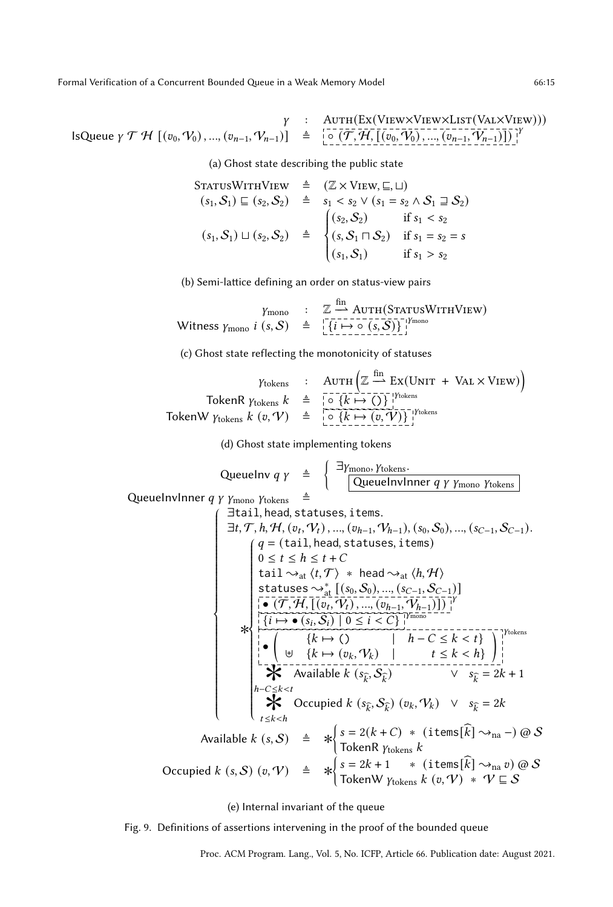$$\gamma \;:\; \text{AUTH}(\text{EX}(\text{VIEW}\times\text{VIEW}\times\text{LIST}(\text{VAL}\times\text{VIEW})))$$

$$\mathsf{IsQueue}\;\gamma\;\mathcal{T}\;\mathcal{H}\;[(v_0,\mathcal{V}_0),\ldots,(v_{n-1},\mathcal{V}_{n-1})] \;\triangleq\; \boxed{\circ\,(\mathcal{T},\mathcal{H},[(v_0,\mathcal{V}_0),\ldots,(v_{n-1},\mathcal{V}_{n-1})])}^{\gamma}$$

(a) Ghost state describing the public state

$$\text{STATUSWITHVIEW} \;\triangleq\; (\mathbb{Z}\times\text{VIEW},\sqsubseteq,\sqcup)$$

$$(s_1,\mathcal{S}_1)\sqsubseteq(s_2,\mathcal{S}_2) \;\triangleq\; s_1 < s_2 \lor (s_1 = s_2 \land \mathcal{S}_1 \sqsupseteq \mathcal{S}_2)$$

$$(s_1,\mathcal{S}_1)\sqcup(s_2,\mathcal{S}_2) \;\triangleq\; \begin{cases} (s_2,\mathcal{S}_2) & \text{if } s_1 < s_2 \\ (s,\mathcal{S}_1\sqcap\mathcal{S}_2) & \text{if } s_1 = s_2 = s \\ (s_1,\mathcal{S}_1) & \text{if } s_1 > s_2 \end{cases}$$

(b) Semi-lattice defining an order on status-view pairs

$$\gamma_{\text{mono}} \;:\; \mathbb{Z} \xrightarrow{\text{fin}} \text{AUTH}(\text{STATUSWITHVIEW})$$

$$\mathsf{Witness}\;\gamma_{\text{mono}}\;i\;(s,\mathcal{S}) \;\triangleq\; \boxed{\{i\mapsto\circ\,(s,\mathcal{S})\}}^{\gamma_{\text{mono}}}$$

(c) Ghost state reflecting the monotonicity of statuses

$$\gamma_{\text{tokens}} \;:\; \text{AUTH}\left(\mathbb{Z}\xrightarrow{\text{fin}}\text{EX}(\text{UNIT} + \text{VAL}\times\text{VIEW})\right)$$

$$\mathsf{TokenR}\;\gamma_{\text{tokens}}\;k \;\triangleq\; \boxed{\circ\,\{k\mapsto()\}}^{\gamma_{\text{tokens}}}$$

$$\mathsf{TokenW}\;\gamma_{\text{tokens}}\;k\;(v,\mathcal{V}) \;\triangleq\; \boxed{\circ\,\{k\mapsto(v,\mathcal{V})\}}^{\gamma_{\text{tokens}}}$$

(d) Ghost state implementing tokens

$$\mathsf{QueueInv}\;q\;\gamma \;\triangleq\; \left\{\; \exists\gamma_{\text{mono}},\gamma_{\text{tokens}}.\; \boxed{\mathsf{QueueInvInner}\;q\;\gamma\;\gamma_{\text{mono}}\;\gamma_{\text{tokens}}} \right.$$

$$\mathsf{QueueInvInner}\;q\;\gamma\;\gamma_{\text{mono}}\;\gamma_{\text{tokens}} \;\triangleq$$

$$\left\{\begin{array}{l}
\exists\texttt{tail},\texttt{head},\texttt{statuses},\texttt{items}.\\
\exists t,\mathcal{T},h,\mathcal{H},(v_t,\mathcal{V}_t),\ldots,(v_{h-1},\mathcal{V}_{h-1}),(s_0,\mathcal{S}_0),\ldots,(s_{C-1},\mathcal{S}_{C-1}).\\
\ast\left\{\begin{array}{l}
q = (\texttt{tail},\texttt{head},\texttt{statuses},\texttt{items})\\
0 \le t \le h \le t + C\\
\texttt{tail}\rightsquigarrow_{\text{at}}\langle t,\mathcal{T}\rangle \;\ast\; \texttt{head}\rightsquigarrow_{\text{at}}\langle h,\mathcal{H}\rangle\\
\texttt{statuses}\rightsquigarrow^{\ast}_{\text{at}}[(s_0,\mathcal{S}_0),\ldots,(s_{C-1},\mathcal{S}_{C-1})]\\
\boxed{\bullet\,(\mathcal{T},\mathcal{H},[(v_t,\mathcal{V}_t),\ldots,(v_{h-1},\mathcal{V}_{h-1})])}^{\gamma}\\
\boxed{\{i\mapsto\bullet\,(s_i,\mathcal{S}_i)\mid 0\le i<C\}}^{\gamma_{\text{mono}}}\\
\boxed{\bullet\left(\begin{array}{lcl}\{k\mapsto()&|&h-C\le k<t\}\\ \uplus\;\{k\mapsto(v_k,\mathcal{V}_k)&|&t\le k<h\}\end{array}\right)}^{\gamma_{\text{tokens}}}\\
\mathop{\Large\ast}\limits_{h-C\le k<t} \mathsf{Available}\;k\;(s_{\widehat{k}},\mathcal{S}_{\widehat{k}}) \quad\lor\quad s_{\widehat{k}} = 2k+1\\
\mathop{\Large\ast}\limits_{t\le k<h} \mathsf{Occupied}\;k\;(s_{\widehat{k}},\mathcal{S}_{\widehat{k}})\;(v_k,\mathcal{V}_k) \quad\lor\quad s_{\widehat{k}} = 2k
\end{array}\right.
\end{array}\right.$$

$$\mathsf{Available}\;k\;(s,\mathcal{S}) \;\triangleq\; \ast\left\{\begin{array}{l} s = 2(k+C) \;\ast\; (\texttt{items}[\widehat{k}]\rightsquigarrow_{\text{na}} -)\;@\;\mathcal{S}\\ \mathsf{TokenR}\;\gamma_{\text{tokens}}\;k\end{array}\right.$$

$$\mathsf{Occupied}\;k\;(s,\mathcal{S})\;(v,\mathcal{V}) \;\triangleq\; \ast\left\{\begin{array}{l} s = 2k+1 \;\ast\; (\texttt{items}[\widehat{k}]\rightsquigarrow_{\text{na}} v)\;@\;\mathcal{S}\\ \mathsf{TokenW}\;\gamma_{\text{tokens}}\;k\;(v,\mathcal{V}) \;\ast\; \mathcal{V}\sqsubseteq\mathcal{S}\end{array}\right.$$

(e) Internal invariant of the queue

Fig. 9. Definitions of assertions intervening in the proof of the bounded queue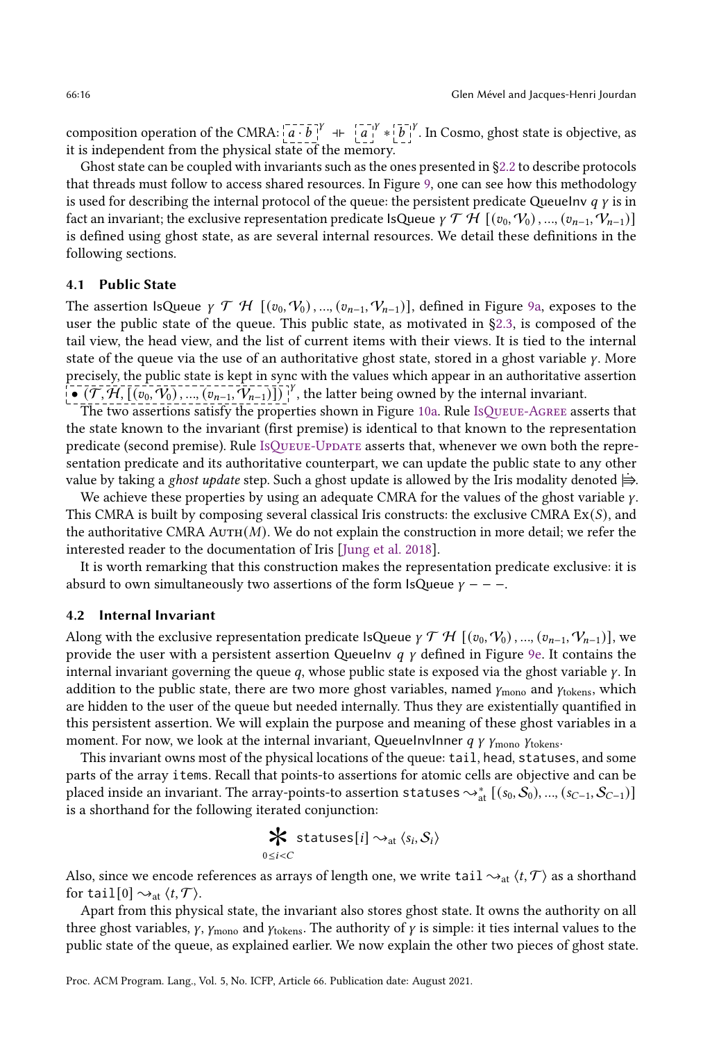composition operation of the CMRA: $\boxed{a \cdot b}^{\gamma} \dashv\vdash \boxed{a}^{\gamma} * \boxed{b}^{\gamma}$. In Cosmo, ghost state is objective, as it is independent from the physical state of the memory.

Ghost state can be coupled with invariants such as the ones presented in §2.2 to describe protocols that threads must follow to access shared resources. In Figure 9, one can see how this methodology is used for describing the internal protocol of the queue: the persistent predicate $\mathsf{QueueInv}\ q\ \gamma$ is in fact an invariant; the exclusive representation predicate $\mathsf{IsQueue}\ \gamma\ \mathcal{T}\ \mathcal{H}\ [(v_0, \mathcal{V}_0), \ldots, (v_{n-1}, \mathcal{V}_{n-1})]$ is defined using ghost state, as are several internal resources. We detail these definitions in the following sections.

## 4.1 Public State

The assertion $\mathsf{IsQueue}\ \gamma\ \mathcal{T}\ \mathcal{H}\ [(v_0, \mathcal{V}_0), \ldots, (v_{n-1}, \mathcal{V}_{n-1})]$, defined in Figure 9a, exposes to the user the public state of the queue. This public state, as motivated in §2.3, is composed of the tail view, the head view, and the list of current items with their views. It is tied to the internal state of the queue via the use of an authoritative ghost state, stored in a ghost variable $\gamma$. More precisely, the public state is kept in sync with the values which appear in an authoritative assertion $\boxed{\bullet\ (\mathcal{T}, \mathcal{H}, [(v_0, \mathcal{V}_0), \ldots, (v_{n-1}, \mathcal{V}_{n-1})])}^{\gamma}$, the latter being owned by the internal invariant.

The two assertions satisfy the properties shown in Figure 10a. Rule IsQueue-Agree asserts that the state known to the invariant (first premise) is identical to that known to the representation predicate (second premise). Rule IsQueue-Update asserts that, whenever we own both the representation predicate and its authoritative counterpart, we can update the public state to any other value by taking a *ghost update* step. Such a ghost update is allowed by the Iris modality denoted $\Rrightarrow$.

We achieve these properties by using an adequate CMRA for the values of the ghost variable $\gamma$. This CMRA is built by composing several classical Iris constructs: the exclusive CMRA $\mathrm{Ex}(S)$, and the authoritative CMRA $\mathrm{Auth}(M)$. We do not explain the construction in more detail; we refer the interested reader to the documentation of Iris [Jung et al. 2018].

It is worth remarking that this construction makes the representation predicate exclusive: it is absurd to own simultaneously two assertions of the form $\mathsf{IsQueue}\ \gamma - - -$.

## 4.2 Internal Invariant

Along with the exclusive representation predicate $\mathsf{IsQueue}\ \gamma\ \mathcal{T}\ \mathcal{H}\ [(v_0, \mathcal{V}_0), \ldots, (v_{n-1}, \mathcal{V}_{n-1})]$, we provide the user with a persistent assertion $\mathsf{QueueInv}\ q\ \gamma$ defined in Figure 9e. It contains the internal invariant governing the queue $q$, whose public state is exposed via the ghost variable $\gamma$. In addition to the public state, there are two more ghost variables, named $\gamma_{\text{mono}}$ and $\gamma_{\text{tokens}}$, which are hidden to the user of the queue but needed internally. Thus they are existentially quantified in this persistent assertion. We will explain the purpose and meaning of these ghost variables in a moment. For now, we look at the internal invariant, $\mathsf{QueueInvInner}\ q\ \gamma\ \gamma_{\text{mono}}\ \gamma_{\text{tokens}}$.

This invariant owns most of the physical locations of the queue: `tail`, `head`, `statuses`, and some parts of the array `items`. Recall that points-to assertions for atomic cells are objective and can be placed inside an invariant. The array-points-to assertion $\texttt{statuses} \rightsquigarrow^{*}_{\text{at}} [(s_0, \mathcal{S}_0), \ldots, (s_{C-1}, \mathcal{S}_{C-1})]$ is a shorthand for the following iterated conjunction:

$$\mathop{\huge *}_{0 \le i < C} \texttt{statuses}[i] \rightsquigarrow_{\text{at}} \langle s_i, \mathcal{S}_i \rangle$$

Also, since we encode references as arrays of length one, we write $\texttt{tail} \rightsquigarrow_{\text{at}} \langle t, \mathcal{T} \rangle$ as a shorthand for $\texttt{tail}[0] \rightsquigarrow_{\text{at}} \langle t, \mathcal{T} \rangle$.

Apart from this physical state, the invariant also stores ghost state. It owns the authority on all three ghost variables, $\gamma$, $\gamma_{\text{mono}}$ and $\gamma_{\text{tokens}}$. The authority of $\gamma$ is simple: it ties internal values to the public state of the queue, as explained earlier. We now explain the other two pieces of ghost state.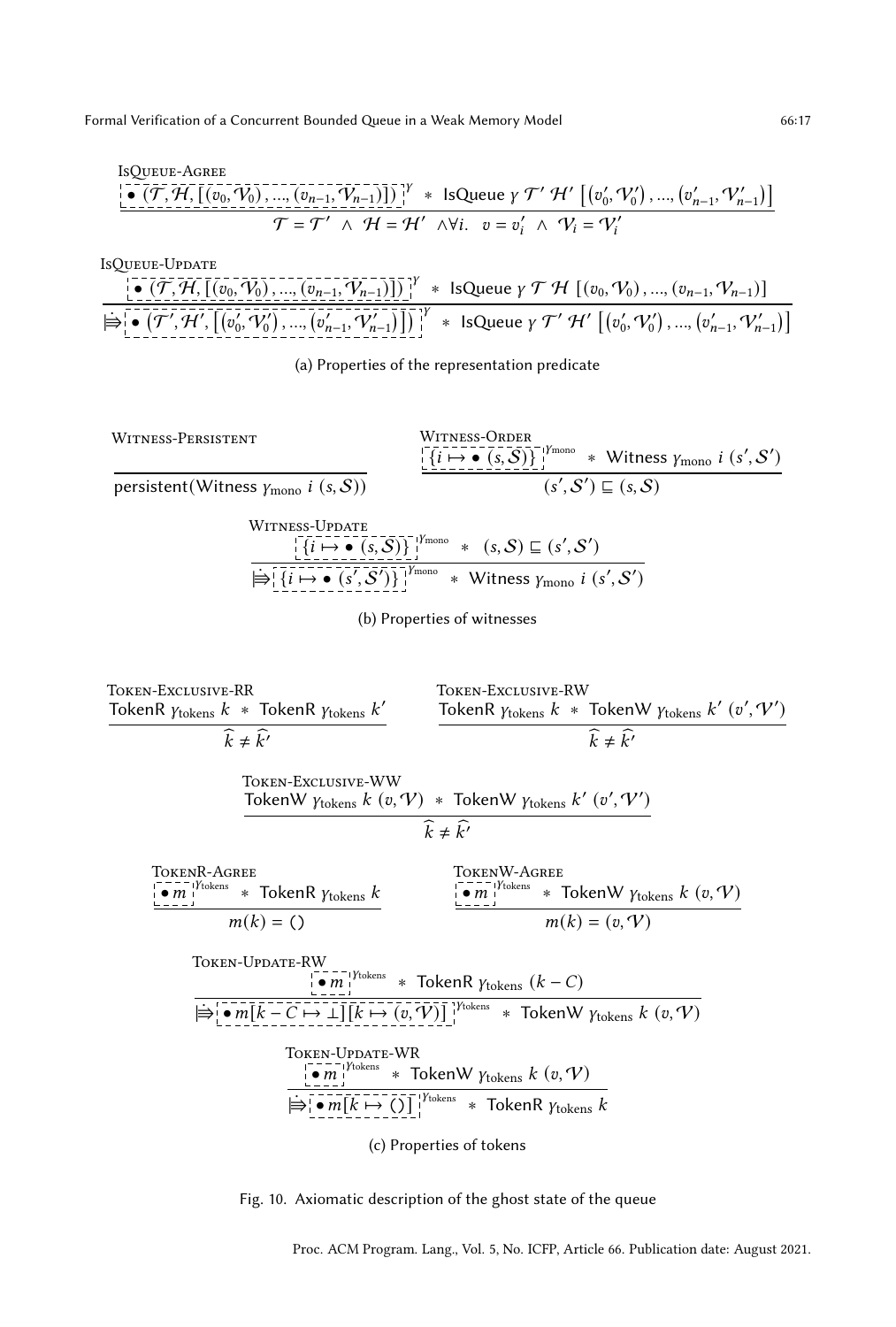IsQueue-Agree

$$\frac{\boxed{\bullet\ (\mathcal{T}, \mathcal{H}, [(v_0, \mathcal{V}_0), ..., (v_{n-1}, \mathcal{V}_{n-1})])}^{\gamma} \ * \ \mathsf{IsQueue}\ \gamma\ \mathcal{T}'\ \mathcal{H}'\ \left[(v_0', \mathcal{V}_0'), ..., (v_{n-1}', \mathcal{V}_{n-1}')\right]}{\mathcal{T} = \mathcal{T}' \ \wedge\ \mathcal{H} = \mathcal{H}' \ \wedge \forall i.\ \ v = v_i' \ \wedge\ \mathcal{V}_i = \mathcal{V}_i'}$$

IsQueue-Update

$$\frac{\boxed{\bullet\ (\mathcal{T}, \mathcal{H}, [(v_0, \mathcal{V}_0), ..., (v_{n-1}, \mathcal{V}_{n-1})])}^{\gamma} \ * \ \mathsf{IsQueue}\ \gamma\ \mathcal{T}\ \mathcal{H}\ [(v_0, \mathcal{V}_0), ..., (v_{n-1}, \mathcal{V}_{n-1})]}{\dot{\Rrightarrow} \boxed{\bullet\ \left(\mathcal{T}', \mathcal{H}', \left[(v_0', \mathcal{V}_0'), ..., (v_{n-1}', \mathcal{V}_{n-1}')\right]\right)}^{\gamma} \ * \ \mathsf{IsQueue}\ \gamma\ \mathcal{T}'\ \mathcal{H}'\ \left[(v_0', \mathcal{V}_0'), ..., (v_{n-1}', \mathcal{V}_{n-1}')\right]}$$

(a) Properties of the representation predicate

Witness-Persistent

$$\frac{}{\mathsf{persistent}(\mathsf{Witness}\ \gamma_{\mathrm{mono}}\ i\ (s, \mathcal{S}))}$$

Witness-Order

$$\frac{\boxed{\{i \mapsto \bullet\ (s, \mathcal{S})\}}^{\gamma_{\mathrm{mono}}} \ * \ \mathsf{Witness}\ \gamma_{\mathrm{mono}}\ i\ (s', \mathcal{S}')}{(s', \mathcal{S}') \sqsubseteq (s, \mathcal{S})}$$

Witness-Update

$$\frac{\boxed{\{i \mapsto \bullet\ (s, \mathcal{S})\}}^{\gamma_{\mathrm{mono}}} \ * \ (s, \mathcal{S}) \sqsubseteq (s', \mathcal{S}')}{\dot{\Rrightarrow} \boxed{\{i \mapsto \bullet\ (s', \mathcal{S}')\}}^{\gamma_{\mathrm{mono}}} \ * \ \mathsf{Witness}\ \gamma_{\mathrm{mono}}\ i\ (s', \mathcal{S}')}$$

(b) Properties of witnesses

Token-Exclusive-RR

$$\frac{\mathsf{TokenR}\ \gamma_{\mathrm{tokens}}\ k \ * \ \mathsf{TokenR}\ \gamma_{\mathrm{tokens}}\ k'}{\widehat{k} \neq \widehat{k'}}$$

Token-Exclusive-RW

$$\frac{\mathsf{TokenR}\ \gamma_{\mathrm{tokens}}\ k \ * \ \mathsf{TokenW}\ \gamma_{\mathrm{tokens}}\ k'\ (v', \mathcal{V}')}{\widehat{k} \neq \widehat{k'}}$$

Token-Exclusive-WW

$$\frac{\mathsf{TokenW}\ \gamma_{\mathrm{tokens}}\ k\ (v, \mathcal{V}) \ * \ \mathsf{TokenW}\ \gamma_{\mathrm{tokens}}\ k'\ (v', \mathcal{V}')}{\widehat{k} \neq \widehat{k'}}$$

TokenR-Agree

$$\frac{\boxed{\bullet\ m}^{\gamma_{\mathrm{tokens}}} \ * \ \mathsf{TokenR}\ \gamma_{\mathrm{tokens}}\ k}{m(k) = ()}$$

TokenW-Agree

$$\frac{\boxed{\bullet\ m}^{\gamma_{\mathrm{tokens}}} \ * \ \mathsf{TokenW}\ \gamma_{\mathrm{tokens}}\ k\ (v, \mathcal{V})}{m(k) = (v, \mathcal{V})}$$

Token-Update-RW

$$\frac{\boxed{\bullet\ m}^{\gamma_{\mathrm{tokens}}} \ * \ \mathsf{TokenR}\ \gamma_{\mathrm{tokens}}\ (k - C)}{\dot{\Rrightarrow} \boxed{\bullet\ m[k - C \mapsto \bot][k \mapsto (v, \mathcal{V})]}^{\gamma_{\mathrm{tokens}}} \ * \ \mathsf{TokenW}\ \gamma_{\mathrm{tokens}}\ k\ (v, \mathcal{V})}$$

Token-Update-WR

$$\frac{\boxed{\bullet\ m}^{\gamma_{\mathrm{tokens}}} \ * \ \mathsf{TokenW}\ \gamma_{\mathrm{tokens}}\ k\ (v, \mathcal{V})}{\dot{\Rrightarrow} \boxed{\bullet\ m[k \mapsto ()]}^{\gamma_{\mathrm{tokens}}} \ * \ \mathsf{TokenR}\ \gamma_{\mathrm{tokens}}\ k}$$

(c) Properties of tokens

Fig. 10. Axiomatic description of the ghost state of the queue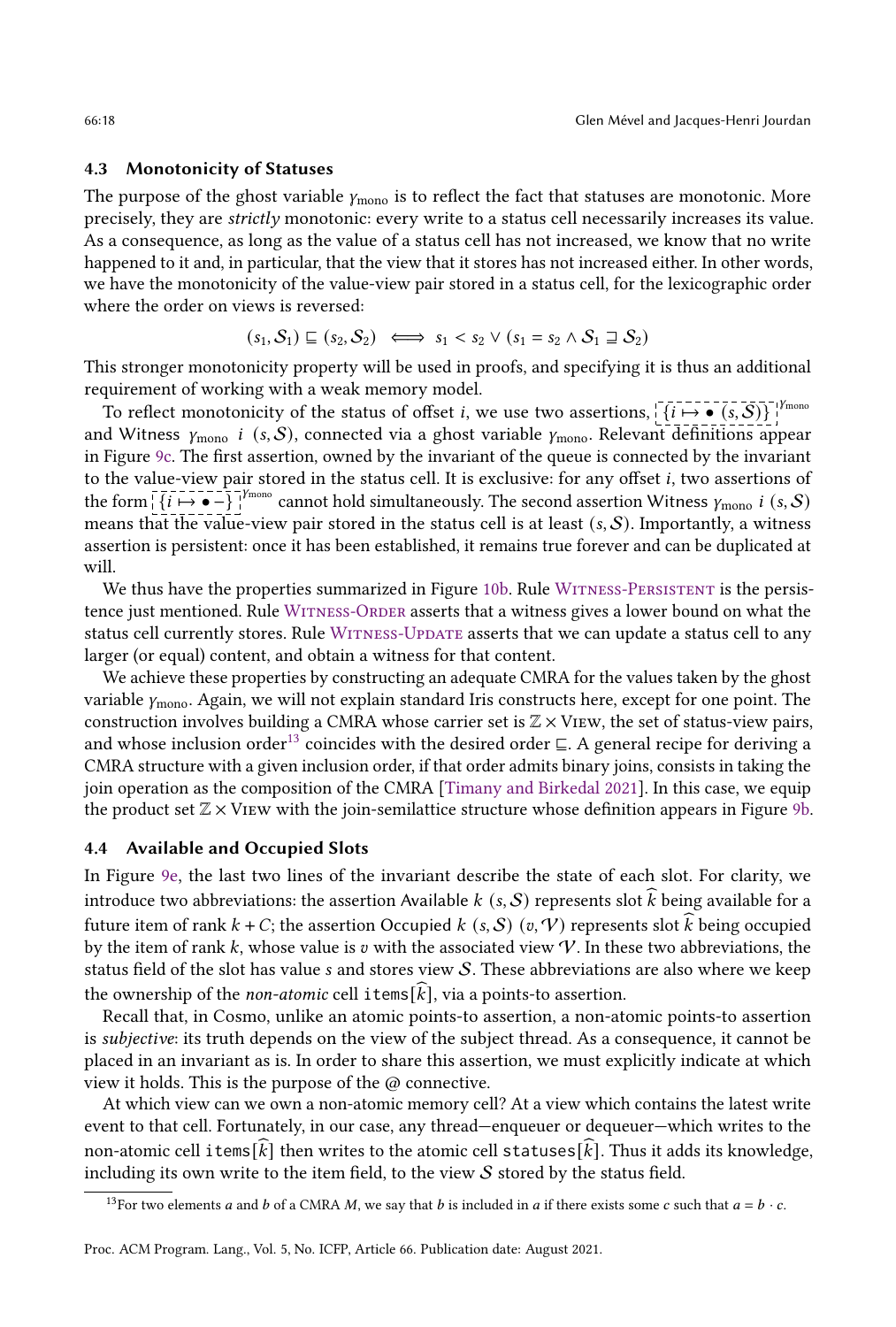### 4.3 Monotonicity of Statuses

The purpose of the ghost variable $\gamma_{\text{mono}}$ is to reflect the fact that statuses are monotonic. More precisely, they are *strictly* monotonic: every write to a status cell necessarily increases its value. As a consequence, as long as the value of a status cell has not increased, we know that no write happened to it and, in particular, that the view that it stores has not increased either. In other words, we have the monotonicity of the value-view pair stored in a status cell, for the lexicographic order where the order on views is reversed:

$$(s_1, \mathcal{S}_1) \sqsubseteq (s_2, \mathcal{S}_2) \iff s_1 < s_2 \lor (s_1 = s_2 \land \mathcal{S}_1 \sqsupseteq \mathcal{S}_2)$$

This stronger monotonicity property will be used in proofs, and specifying it is thus an additional requirement of working with a weak memory model.

To reflect monotonicity of the status of offset $i$, we use two assertions, $\boxed{\{i \mapsto \bullet\ (s, \mathcal{S})\}}^{\gamma_{\text{mono}}}$ and Witness $\gamma_{\text{mono}}\ i\ (s, \mathcal{S})$, connected via a ghost variable $\gamma_{\text{mono}}$. Relevant definitions appear in Figure 9c. The first assertion, owned by the invariant of the queue is connected by the invariant to the value-view pair stored in the status cell. It is exclusive: for any offset $i$, two assertions of the form $\boxed{\{i \mapsto \bullet\ -\}}^{\gamma_{\text{mono}}}$ cannot hold simultaneously. The second assertion Witness $\gamma_{\text{mono}}\ i\ (s, \mathcal{S})$ means that the value-view pair stored in the status cell is at least $(s, \mathcal{S})$. Importantly, a witness assertion is persistent: once it has been established, it remains true forever and can be duplicated at will.

We thus have the properties summarized in Figure 10b. Rule Witness-Persistent is the persistence just mentioned. Rule Witness-Order asserts that a witness gives a lower bound on what the status cell currently stores. Rule Witness-Update asserts that we can update a status cell to any larger (or equal) content, and obtain a witness for that content.

We achieve these properties by constructing an adequate CMRA for the values taken by the ghost variable $\gamma_{\text{mono}}$. Again, we will not explain standard Iris constructs here, except for one point. The construction involves building a CMRA whose carrier set is $\mathbb{Z} \times \text{View}$, the set of status-view pairs, and whose inclusion order[13] coincides with the desired order $\sqsubseteq$. A general recipe for deriving a CMRA structure with a given inclusion order, if that order admits binary joins, consists in taking the join operation as the composition of the CMRA [Timany and Birkedal 2021]. In this case, we equip the product set $\mathbb{Z} \times \text{View}$ with the join-semilattice structure whose definition appears in Figure 9b.

### 4.4 Available and Occupied Slots

In Figure 9e, the last two lines of the invariant describe the state of each slot. For clarity, we introduce two abbreviations: the assertion Available $k\ (s, \mathcal{S})$ represents slot $\widehat{k}$ being available for a future item of rank $k + C$; the assertion Occupied $k\ (s, \mathcal{S})\ (v, \mathcal{V})$ represents slot $\widehat{k}$ being occupied by the item of rank $k$, whose value is $v$ with the associated view $\mathcal{V}$. In these two abbreviations, the status field of the slot has value $s$ and stores view $\mathcal{S}$. These abbreviations are also where we keep the ownership of the *non-atomic* cell items$[\widehat{k}]$, via a points-to assertion.

Recall that, in Cosmo, unlike an atomic points-to assertion, a non-atomic points-to assertion is *subjective*: its truth depends on the view of the subject thread. As a consequence, it cannot be placed in an invariant as is. In order to share this assertion, we must explicitly indicate at which view it holds. This is the purpose of the @ connective.

At which view can we own a non-atomic memory cell? At a view which contains the latest write event to that cell. Fortunately, in our case, any thread—enqueuer or dequeuer—which writes to the non-atomic cell items$[\widehat{k}]$ then writes to the atomic cell statuses$[\widehat{k}]$. Thus it adds its knowledge, including its own write to the item field, to the view $\mathcal{S}$ stored by the status field.

[13] For two elements $a$ and $b$ of a CMRA $M$, we say that $b$ is included in $a$ if there exists some $c$ such that $a = b \cdot c$.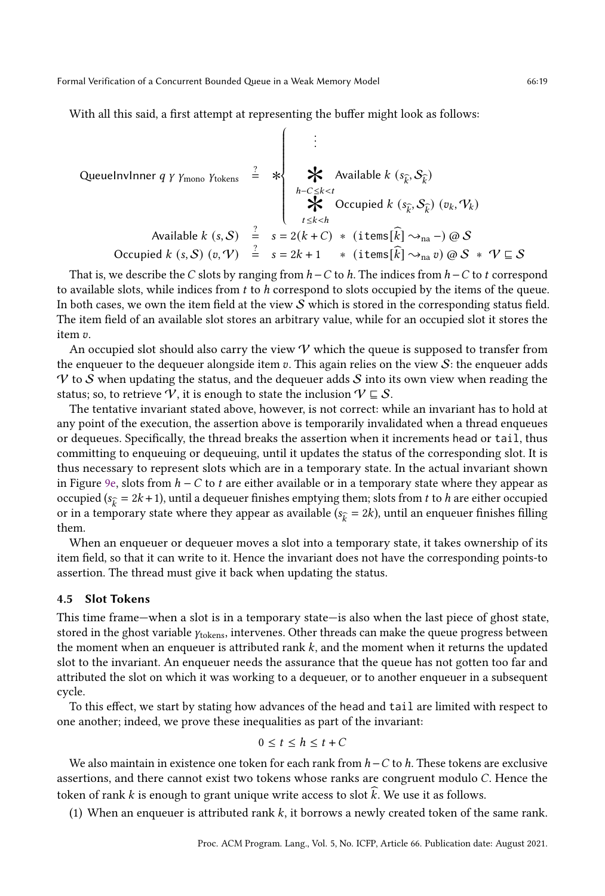With all this said, a first attempt at representing the buffer might look as follows:

$$
\begin{aligned}
\text{QueueInvInner } q\ \gamma\ \gamma_{\text{mono}}\ \gamma_{\text{tokens}} &\overset{?}{=} \ast\begin{cases} \quad\vdots \\ \displaystyle\mathop{\Huge\ast}_{h-C\le k<t} \text{Available } k\ (s_{\widehat{k}}, \mathcal{S}_{\widehat{k}}) \\ \displaystyle\mathop{\Huge\ast}_{t\le k<h} \text{Occupied } k\ (s_{\widehat{k}}, \mathcal{S}_{\widehat{k}})\ (v_k, \mathcal{V}_k) \end{cases} \\
\text{Available } k\ (s, \mathcal{S}) &\overset{?}{=} s = 2(k+C)\ \ast\ (\texttt{items}[\widehat{k}] \rightsquigarrow_{\text{na}} -) @ \mathcal{S} \\
\text{Occupied } k\ (s, \mathcal{S})\ (v, \mathcal{V}) &\overset{?}{=} s = 2k+1\quad \ast\ (\texttt{items}[\widehat{k}] \rightsquigarrow_{\text{na}} v) @ \mathcal{S}\ \ast\ \mathcal{V} \sqsubseteq \mathcal{S}
\end{aligned}
$$

That is, we describe the $C$ slots by ranging from $h-C$ to $h$. The indices from $h-C$ to $t$ correspond to available slots, while indices from $t$ to $h$ correspond to slots occupied by the items of the queue. In both cases, we own the item field at the view $\mathcal{S}$ which is stored in the corresponding status field. The item field of an available slot stores an arbitrary value, while for an occupied slot it stores the item $v$.

An occupied slot should also carry the view $\mathcal{V}$ which the queue is supposed to transfer from the enqueuer to the dequeuer alongside item $v$. This again relies on the view $\mathcal{S}$: the enqueuer adds $\mathcal{V}$ to $\mathcal{S}$ when updating the status, and the dequeuer adds $\mathcal{S}$ into its own view when reading the status; so, to retrieve $\mathcal{V}$, it is enough to state the inclusion $\mathcal{V} \sqsubseteq \mathcal{S}$.

The tentative invariant stated above, however, is not correct: while an invariant has to hold at any point of the execution, the assertion above is temporarily invalidated when a thread enqueues or dequeues. Specifically, the thread breaks the assertion when it increments head or tail, thus committing to enqueuing or dequeuing, until it updates the status of the corresponding slot. It is thus necessary to represent slots which are in a temporary state. In the actual invariant shown in Figure 9e, slots from $h-C$ to $t$ are either available or in a temporary state where they appear as occupied ($s_{\widehat{k}} = 2k+1$), until a dequeuer finishes emptying them; slots from $t$ to $h$ are either occupied or in a temporary state where they appear as available ($s_{\widehat{k}} = 2k$), until an enqueuer finishes filling them.

When an enqueuer or dequeuer moves a slot into a temporary state, it takes ownership of its item field, so that it can write to it. Hence the invariant does not have the corresponding points-to assertion. The thread must give it back when updating the status.

### 4.5 Slot Tokens

This time frame—when a slot is in a temporary state—is also when the last piece of ghost state, stored in the ghost variable $\gamma_{\text{tokens}}$, intervenes. Other threads can make the queue progress between the moment when an enqueuer is attributed rank $k$, and the moment when it returns the updated slot to the invariant. An enqueuer needs the assurance that the queue has not gotten too far and attributed the slot on which it was working to a dequeuer, or to another enqueuer in a subsequent cycle.

To this effect, we start by stating how advances of the head and tail are limited with respect to one another; indeed, we prove these inequalities as part of the invariant:

$$0 \le t \le h \le t + C$$

We also maintain in existence one token for each rank from $h-C$ to $h$. These tokens are exclusive assertions, and there cannot exist two tokens whose ranks are congruent modulo $C$. Hence the token of rank $k$ is enough to grant unique write access to slot $\widehat{k}$. We use it as follows.

(1) When an enqueuer is attributed rank $k$, it borrows a newly created token of the same rank.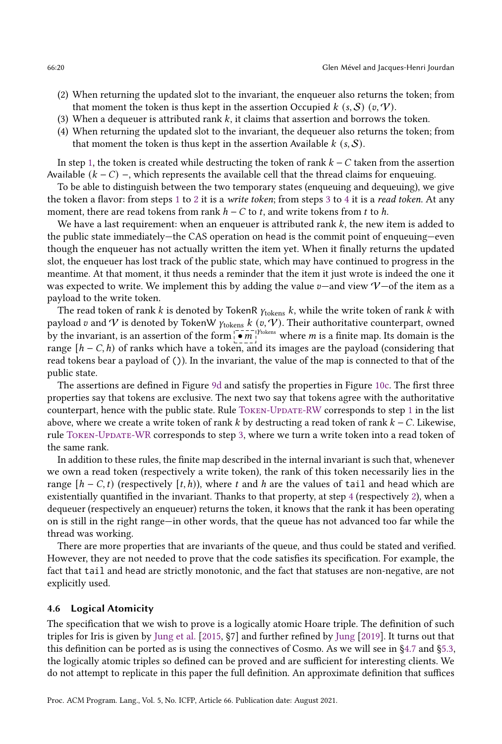(2) When returning the updated slot to the invariant, the enqueuer also returns the token; from that moment the token is thus kept in the assertion Occupied $k$ $(s, \mathcal{S})$ $(v, \mathcal{V})$.
(3) When a dequeuer is attributed rank $k$, it claims that assertion and borrows the token.
(4) When returning the updated slot to the invariant, the dequeuer also returns the token; from that moment the token is thus kept in the assertion Available $k$ $(s, \mathcal{S})$.

In step 1, the token is created while destructing the token of rank $k - C$ taken from the assertion Available $(k - C)$ $-$, which represents the available cell that the thread claims for enqueuing.

To be able to distinguish between the two temporary states (enqueuing and dequeuing), we give the token a flavor: from steps 1 to 2 it is a *write token*; from steps 3 to 4 it is a *read token*. At any moment, there are read tokens from rank $h - C$ to $t$, and write tokens from $t$ to $h$.

We have a last requirement: when an enqueuer is attributed rank $k$, the new item is added to the public state immediately—the CAS operation on head is the commit point of enqueuing—even though the enqueuer has not actually written the item yet. When it finally returns the updated slot, the enqueuer has lost track of the public state, which may have continued to progress in the meantime. At that moment, it thus needs a reminder that the item it just wrote is indeed the one it was expected to write. We implement this by adding the value $v$—and view $\mathcal{V}$—of the item as a payload to the write token.

The read token of rank $k$ is denoted by TokenR $\gamma_{\text{tokens}}$ $k$, while the write token of rank $k$ with payload $v$ and $\mathcal{V}$ is denoted by TokenW $\gamma_{\text{tokens}}$ $k$ $(v, \mathcal{V})$. Their authoritative counterpart, owned by the invariant, is an assertion of the form $\boxed{\bullet\, m}^{\gamma_{\text{tokens}}}$ where $m$ is a finite map. Its domain is the range $[h - C, h)$ of ranks which have a token, and its images are the payload (considering that read tokens bear a payload of ()). In the invariant, the value of the map is connected to that of the public state.

The assertions are defined in Figure 9d and satisfy the properties in Figure 10c. The first three properties say that tokens are exclusive. The next two say that tokens agree with the authoritative counterpart, hence with the public state. Rule Token-Update-RW corresponds to step 1 in the list above, where we create a write token of rank $k$ by destructing a read token of rank $k - C$. Likewise, rule Token-Update-WR corresponds to step 3, where we turn a write token into a read token of the same rank.

In addition to these rules, the finite map described in the internal invariant is such that, whenever we own a read token (respectively a write token), the rank of this token necessarily lies in the range $[h - C, t)$ (respectively $[t, h)$), where $t$ and $h$ are the values of tail and head which are existentially quantified in the invariant. Thanks to that property, at step 4 (respectively 2), when a dequeuer (respectively an enqueuer) returns the token, it knows that the rank it has been operating on is still in the right range—in other words, that the queue has not advanced too far while the thread was working.

There are more properties that are invariants of the queue, and thus could be stated and verified. However, they are not needed to prove that the code satisfies its specification. For example, the fact that tail and head are strictly monotonic, and the fact that statuses are non-negative, are not explicitly used.

### 4.6 Logical Atomicity

The specification that we wish to prove is a logically atomic Hoare triple. The definition of such triples for Iris is given by Jung et al. [2015, §7] and further refined by Jung [2019]. It turns out that this definition can be ported as is using the connectives of Cosmo. As we will see in §4.7 and §5.3, the logically atomic triples so defined can be proved and are sufficient for interesting clients. We do not attempt to replicate in this paper the full definition. An approximate definition that suffices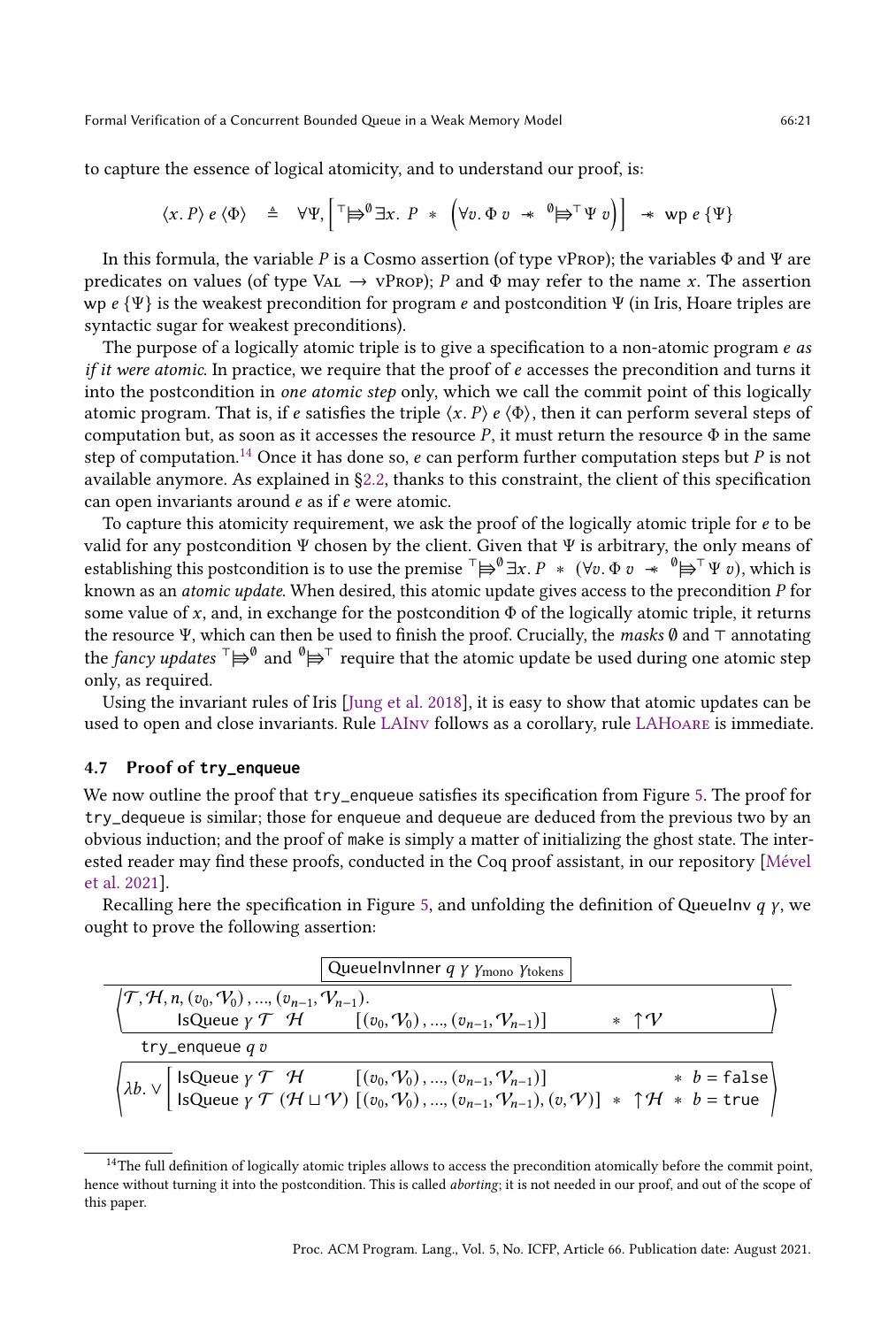to capture the essence of logical atomicity, and to understand our proof, is:

$$\langle x.\, P\rangle\; e\; \langle\Phi\rangle \quad\triangleq\quad \forall\Psi,\left[\,{}^{\top}\!\Rrightarrow^{\emptyset}\exists x.\; P \;*\; \left(\forall v.\, \Phi\, v \;-\!\!*\; {}^{\emptyset}\!\Rrightarrow^{\top}\Psi\, v\right)\right] \;-\!\!*\; \mathsf{wp}\; e\; \{\Psi\}$$

In this formula, the variable $P$ is a Cosmo assertion (of type vProp); the variables $\Phi$ and $\Psi$ are predicates on values (of type Val $\rightarrow$ vProp); $P$ and $\Phi$ may refer to the name $x$. The assertion $\mathsf{wp}\; e\; \{\Psi\}$ is the weakest precondition for program $e$ and postcondition $\Psi$ (in Iris, Hoare triples are syntactic sugar for weakest preconditions).

The purpose of a logically atomic triple is to give a specification to a non-atomic program *e as if it were atomic*. In practice, we require that the proof of $e$ accesses the precondition and turns it into the postcondition in *one atomic step* only, which we call the commit point of this logically atomic program. That is, if $e$ satisfies the triple $\langle x.\, P\rangle\; e\; \langle\Phi\rangle$, then it can perform several steps of computation but, as soon as it accesses the resource $P$, it must return the resource $\Phi$ in the same step of computation.[14] Once it has done so, $e$ can perform further computation steps but $P$ is not available anymore. As explained in §2.2, thanks to this constraint, the client of this specification can open invariants around $e$ as if $e$ were atomic.

To capture this atomicity requirement, we ask the proof of the logically atomic triple for $e$ to be valid for any postcondition $\Psi$ chosen by the client. Given that $\Psi$ is arbitrary, the only means of establishing this postcondition is to use the premise ${}^{\top}\!\Rrightarrow^{\emptyset}\exists x.\, P \;*\; (\forall v.\, \Phi\, v \;-\!\!*\; {}^{\emptyset}\!\Rrightarrow^{\top}\Psi\, v)$, which is known as an *atomic update*. When desired, this atomic update gives access to the precondition $P$ for some value of $x$, and, in exchange for the postcondition $\Phi$ of the logically atomic triple, it returns the resource $\Psi$, which can then be used to finish the proof. Crucially, the *masks* $\emptyset$ and $\top$ annotating the *fancy updates* ${}^{\top}\!\Rrightarrow^{\emptyset}$ and ${}^{\emptyset}\!\Rrightarrow^{\top}$ require that the atomic update be used during one atomic step only, as required.

Using the invariant rules of Iris [Jung et al. 2018], it is easy to show that atomic updates can be used to open and close invariants. Rule LAInv follows as a corollary, rule LAHoare is immediate.

### 4.7 Proof of `try_enqueue`

We now outline the proof that `try_enqueue` satisfies its specification from Figure 5. The proof for `try_dequeue` is similar; those for `enqueue` and `dequeue` are deduced from the previous two by an obvious induction; and the proof of `make` is simply a matter of initializing the ghost state. The interested reader may find these proofs, conducted in the Coq proof assistant, in our repository [Mével et al. 2021].

Recalling here the specification in Figure 5, and unfolding the definition of QueueInv $q\; \gamma$, we ought to prove the following assertion:

$$\boxed{\mathsf{QueueInvInner}\; q\; \gamma\; \gamma_{\mathrm{mono}}\; \gamma_{\mathrm{tokens}}}$$

$$\left\langle \begin{array}{l}\mathcal{T}, \mathcal{H}, n, (v_0, \mathcal{V}_0), \ldots, (v_{n-1}, \mathcal{V}_{n-1}).\\ \qquad \mathsf{IsQueue}\; \gamma\; \mathcal{T}\;\; \mathcal{H} \qquad [(v_0, \mathcal{V}_0), \ldots, (v_{n-1}, \mathcal{V}_{n-1})] \qquad * \;\uparrow\!\mathcal{V}\end{array}\right\rangle$$

$$\texttt{try\_enqueue}\; q\; v$$

$$\left\langle \lambda b.\, \vee \left[\begin{array}{ll}\mathsf{IsQueue}\; \gamma\; \mathcal{T}\;\; \mathcal{H} \qquad\qquad [(v_0, \mathcal{V}_0), \ldots, (v_{n-1}, \mathcal{V}_{n-1})] & \qquad\qquad * \; b = \texttt{false}\\ \mathsf{IsQueue}\; \gamma\; \mathcal{T}\; (\mathcal{H} \sqcup \mathcal{V})\; [(v_0, \mathcal{V}_0), \ldots, (v_{n-1}, \mathcal{V}_{n-1}), (v, \mathcal{V})] & * \;\uparrow\!\mathcal{H} \; * \; b = \texttt{true}\end{array}\right.\right\rangle$$

[14] The full definition of logically atomic triples allows to access the precondition atomically before the commit point, hence without turning it into the postcondition. This is called *aborting*; it is not needed in our proof, and out of the scope of this paper.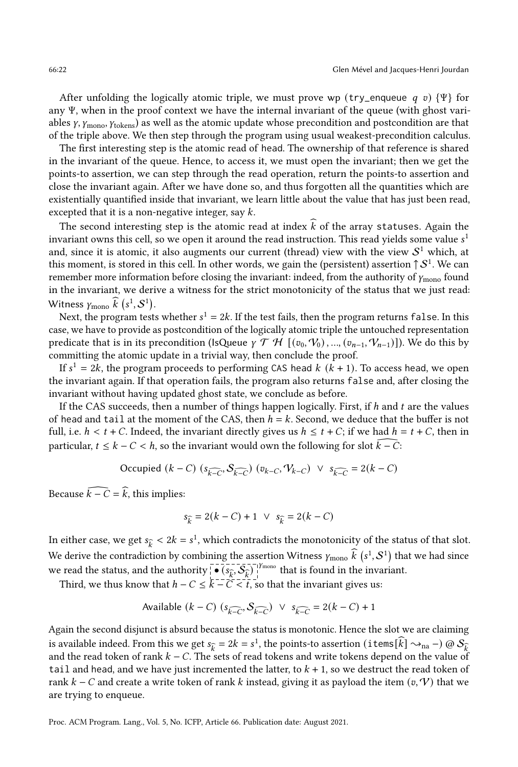After unfolding the logically atomic triple, we must prove wp (`try_enqueue` $q$ $v$) $\{\Psi\}$ for any $\Psi$, when in the proof context we have the internal invariant of the queue (with ghost variables $\gamma, \gamma_{\text{mono}}, \gamma_{\text{tokens}}$) as well as the atomic update whose precondition and postcondition are that of the triple above. We then step through the program using usual weakest-precondition calculus.

The first interesting step is the atomic read of `head`. The ownership of that reference is shared in the invariant of the queue. Hence, to access it, we must open the invariant; then we get the points-to assertion, we can step through the read operation, return the points-to assertion and close the invariant again. After we have done so, and thus forgotten all the quantities which are existentially quantified inside that invariant, we learn little about the value that has just been read, excepted that it is a non-negative integer, say $k$.

The second interesting step is the atomic read at index $\widehat{k}$ of the array `statuses`. Again the invariant owns this cell, so we open it around the read instruction. This read yields some value $s^1$ and, since it is atomic, it also augments our current (thread) view with the view $\mathcal{S}^1$ which, at this moment, is stored in this cell. In other words, we gain the (persistent) assertion $\uparrow \mathcal{S}^1$. We can remember more information before closing the invariant: indeed, from the authority of $\gamma_{\text{mono}}$ found in the invariant, we derive a witness for the strict monotonicity of the status that we just read: $\text{Witness}\ \gamma_{\text{mono}}\ \widehat{k}\ (s^1, \mathcal{S}^1)$.

Next, the program tests whether $s^1 = 2k$. If the test fails, then the program returns `false`. In this case, we have to provide as postcondition of the logically atomic triple the untouched representation predicate that is in its precondition ($\text{IsQueue}\ \gamma\ \mathcal{T}\ \mathcal{H}\ [(v_0, \mathcal{V}_0), \ldots, (v_{n-1}, \mathcal{V}_{n-1})]$). We do this by committing the atomic update in a trivial way, then conclude the proof.

If $s^1 = 2k$, the program proceeds to performing `CAS head` $k$ $(k+1)$. To access `head`, we open the invariant again. If that operation fails, the program also returns `false` and, after closing the invariant without having updated ghost state, we conclude as before.

If the CAS succeeds, then a number of things happen logically. First, if $h$ and $t$ are the values of `head` and `tail` at the moment of the CAS, then $h = k$. Second, we deduce that the buffer is not full, i.e. $h < t + C$. Indeed, the invariant directly gives us $h \le t + C$; if we had $h = t + C$, then in particular, $t \le k - C < h$, so the invariant would own the following for slot $\widehat{k-C}$:

$$\text{Occupied}\ (k-C)\ (s_{\widehat{k-C}}, \mathcal{S}_{\widehat{k-C}})\ (v_{k-C}, \mathcal{V}_{k-C})\ \lor\ s_{\widehat{k-C}} = 2(k-C)$$

Because $\widehat{k-C} = \widehat{k}$, this implies:

$$s_{\widehat{k}} = 2(k-C) + 1\ \lor\ s_{\widehat{k}} = 2(k-C)$$

In either case, we get $s_{\widehat{k}} < 2k = s^1$, which contradicts the monotonicity of the status of that slot. We derive the contradiction by combining the assertion $\text{Witness}\ \gamma_{\text{mono}}\ \widehat{k}\ (s^1, \mathcal{S}^1)$ that we had since we read the status, and the authority $\boxed{\bullet\,(s_{\widehat{k}}, \mathcal{S}_{\widehat{k}})}^{\gamma_{\text{mono}}}$ that is found in the invariant.

Third, we thus know that $h - C \le k - C < t$, so that the invariant gives us:

$$\text{Available}\ (k-C)\ (s_{\widehat{k-C}}, \mathcal{S}_{\widehat{k-C}})\ \lor\ s_{\widehat{k-C}} = 2(k-C) + 1$$

Again the second disjunct is absurd because the status is monotonic. Hence the slot we are claiming is available indeed. From this we get $s_{\widehat{k}} = 2k = s^1$, the points-to assertion $(\texttt{items}[\widehat{k}] \leadsto_{\text{na}} -) \ @\ \mathcal{S}_{\widehat{k}}$ and the read token of rank $k - C$. The sets of read tokens and write tokens depend on the value of `tail` and `head`, and we have just incremented the latter, to $k + 1$, so we destruct the read token of rank $k - C$ and create a write token of rank $k$ instead, giving it as payload the item $(v, \mathcal{V})$ that we are trying to enqueue.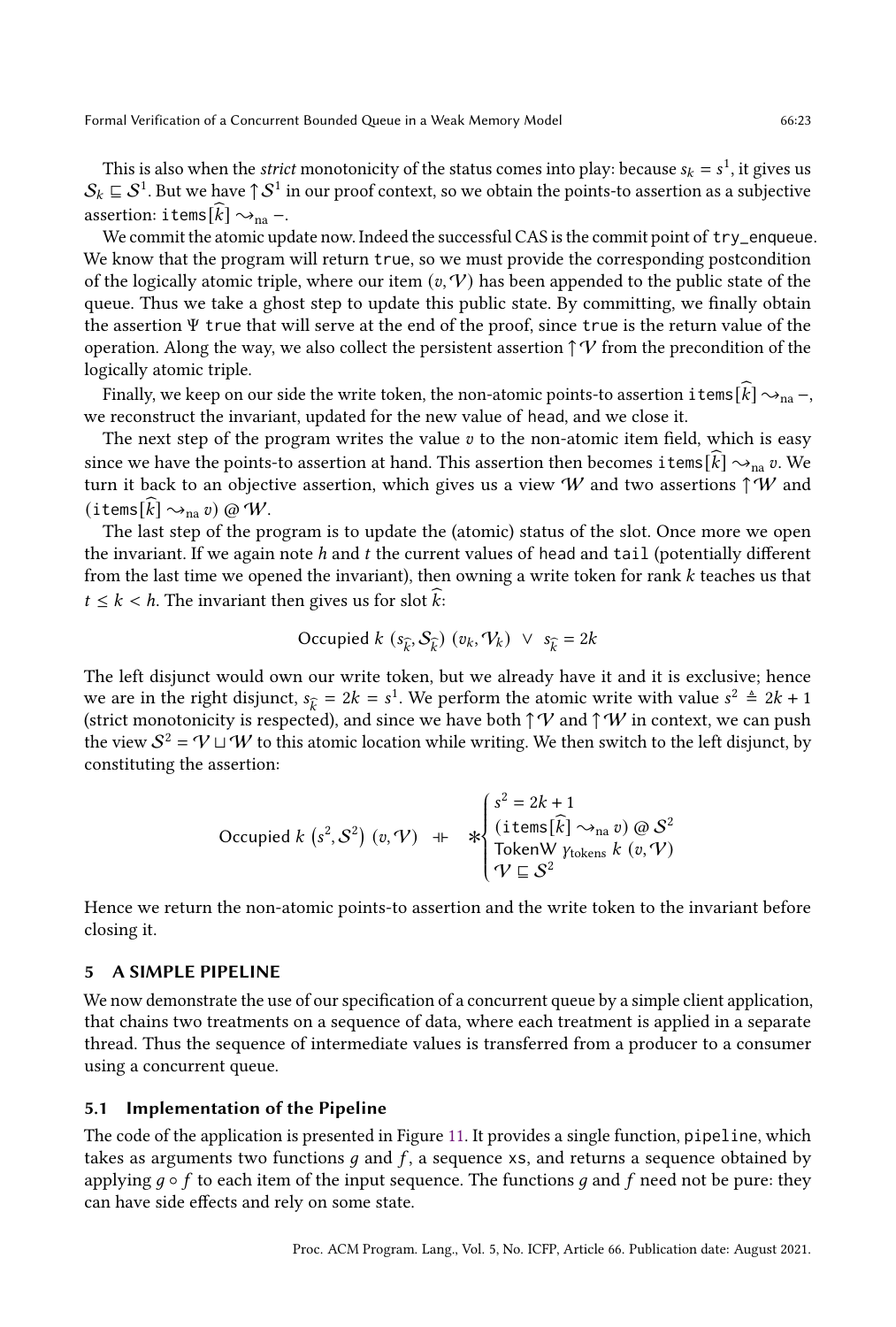This is also when the *strict* monotonicity of the status comes into play: because $s_k = s^1$, it gives us $\mathcal{S}_k \sqsubseteq \mathcal{S}^1$. But we have $\uparrow \mathcal{S}^1$ in our proof context, so we obtain the points-to assertion as a subjective assertion: $\texttt{items}[\widehat{k}] \rightsquigarrow_{\text{na}} -$.

We commit the atomic update now. Indeed the successful CAS is the commit point of `try_enqueue`. We know that the program will return `true`, so we must provide the corresponding postcondition of the logically atomic triple, where our item $(v, \mathcal{V})$ has been appended to the public state of the queue. Thus we take a ghost step to update this public state. By committing, we finally obtain the assertion $\Psi$ `true` that will serve at the end of the proof, since `true` is the return value of the operation. Along the way, we also collect the persistent assertion $\uparrow \mathcal{V}$ from the precondition of the logically atomic triple.

Finally, we keep on our side the write token, the non-atomic points-to assertion $\texttt{items}[\widehat{k}] \rightsquigarrow_{\text{na}} -$, we reconstruct the invariant, updated for the new value of `head`, and we close it.

The next step of the program writes the value $v$ to the non-atomic item field, which is easy since we have the points-to assertion at hand. This assertion then becomes $\texttt{items}[\widehat{k}] \rightsquigarrow_{\text{na}} v$. We turn it back to an objective assertion, which gives us a view $\mathcal{W}$ and two assertions $\uparrow \mathcal{W}$ and $(\texttt{items}[\widehat{k}] \rightsquigarrow_{\text{na}} v) \mathbin{@} \mathcal{W}$.

The last step of the program is to update the (atomic) status of the slot. Once more we open the invariant. If we again note $h$ and $t$ the current values of `head` and `tail` (potentially different from the last time we opened the invariant), then owning a write token for rank $k$ teaches us that $t \leq k < h$. The invariant then gives us for slot $\widehat{k}$:

$$\text{Occupied } k \ (s_{\widehat{k}}, \mathcal{S}_{\widehat{k}}) \ (v_k, \mathcal{V}_k) \ \lor \ s_{\widehat{k}} = 2k$$

The left disjunct would own our write token, but we already have it and it is exclusive; hence we are in the right disjunct, $s_{\widehat{k}} = 2k = s^1$. We perform the atomic write with value $s^2 \triangleq 2k + 1$ (strict monotonicity is respected), and since we have both $\uparrow \mathcal{V}$ and $\uparrow \mathcal{W}$ in context, we can push the view $\mathcal{S}^2 = \mathcal{V} \sqcup \mathcal{W}$ to this atomic location while writing. We then switch to the left disjunct, by constituting the assertion:

$$\text{Occupied } k \ \left(s^2, \mathcal{S}^2\right) \ (v, \mathcal{V}) \ \dashv\vdash \ \mathop{\ast}\begin{cases} s^2 = 2k + 1 \\ (\texttt{items}[\widehat{k}] \rightsquigarrow_{\text{na}} v) \mathbin{@} \mathcal{S}^2 \\ \text{TokenW } \gamma_{\text{tokens}} \ k \ (v, \mathcal{V}) \\ \mathcal{V} \sqsubseteq \mathcal{S}^2 \end{cases}$$

Hence we return the non-atomic points-to assertion and the write token to the invariant before closing it.

## 5 A SIMPLE PIPELINE

We now demonstrate the use of our specification of a concurrent queue by a simple client application, that chains two treatments on a sequence of data, where each treatment is applied in a separate thread. Thus the sequence of intermediate values is transferred from a producer to a consumer using a concurrent queue.

### 5.1 Implementation of the Pipeline

The code of the application is presented in Figure 11. It provides a single function, `pipeline`, which takes as arguments two functions $g$ and $f$, a sequence `xs`, and returns a sequence obtained by applying $g \circ f$ to each item of the input sequence. The functions $g$ and $f$ need not be pure: they can have side effects and rely on some state.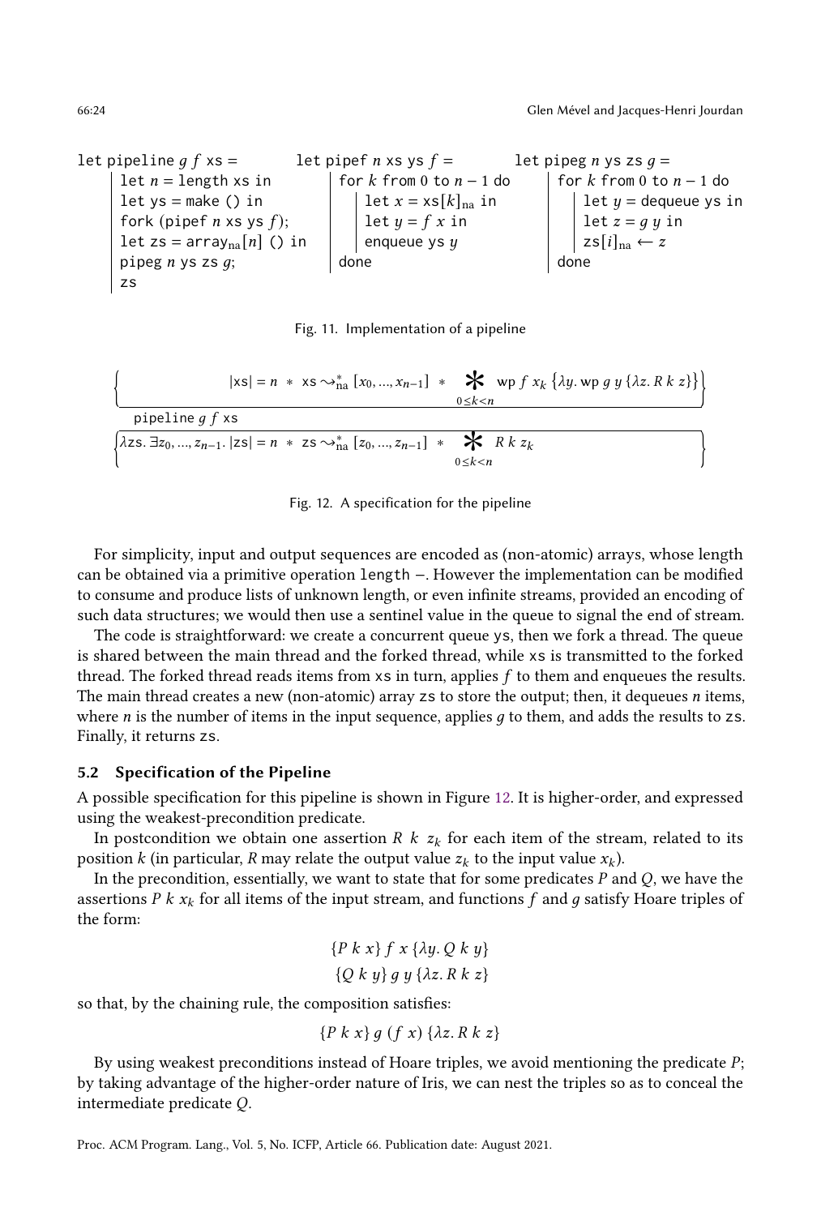```
let pipeline g f xs =
  let n = length xs in
  let ys = make () in
  fork (pipef n xs ys f);
  let zs = array_na[n] () in
  pipeg n ys zs g;
  zs

let pipef n xs ys f =
  for k from 0 to n − 1 do
    let x = xs[k]_na in
    let y = f x in
    enqueue ys y
  done

let pipeg n ys zs g =
  for k from 0 to n − 1 do
    let y = dequeue ys in
    let z = g y in
    zs[i]_na ← z
  done
```

Fig. 11. Implementation of a pipeline

$$\left\{ |\mathtt{xs}| = n \ * \ \mathtt{xs} \rightsquigarrow^*_{\mathrm{na}} [x_0, ..., x_{n-1}] \ * \ \mathop{\Huge *}_{0 \le k < n} \mathrm{wp}\ f\ x_k\ \{\lambda y.\ \mathrm{wp}\ g\ y\ \{\lambda z.\ R\ k\ z\}\} \right\}$$

$$\mathtt{pipeline}\ g\ f\ \mathtt{xs}$$

$$\left\{ \lambda \mathtt{zs}.\ \exists z_0, ..., z_{n-1}.\ |\mathtt{zs}| = n \ * \ \mathtt{zs} \rightsquigarrow^*_{\mathrm{na}} [z_0, ..., z_{n-1}] \ * \ \mathop{\Huge *}_{0 \le k < n} R\ k\ z_k \right\}$$

Fig. 12. A specification for the pipeline

For simplicity, input and output sequences are encoded as (non-atomic) arrays, whose length can be obtained via a primitive operation `length` –. However the implementation can be modified to consume and produce lists of unknown length, or even infinite streams, provided an encoding of such data structures; we would then use a sentinel value in the queue to signal the end of stream.

The code is straightforward: we create a concurrent queue `ys`, then we fork a thread. The queue is shared between the main thread and the forked thread, while `xs` is transmitted to the forked thread. The forked thread reads items from `xs` in turn, applies $f$ to them and enqueues the results. The main thread creates a new (non-atomic) array `zs` to store the output; then, it dequeues $n$ items, where $n$ is the number of items in the input sequence, applies $g$ to them, and adds the results to `zs`. Finally, it returns `zs`.

### 5.2 Specification of the Pipeline

A possible specification for this pipeline is shown in Figure 12. It is higher-order, and expressed using the weakest-precondition predicate.

In postcondition we obtain one assertion $R\ k\ z_k$ for each item of the stream, related to its position $k$ (in particular, $R$ may relate the output value $z_k$ to the input value $x_k$).

In the precondition, essentially, we want to state that for some predicates $P$ and $Q$, we have the assertions $P\ k\ x_k$ for all items of the input stream, and functions $f$ and $g$ satisfy Hoare triples of the form:

$$\{P\ k\ x\}\ f\ x\ \{\lambda y.\ Q\ k\ y\}$$
$$\{Q\ k\ y\}\ g\ y\ \{\lambda z.\ R\ k\ z\}$$

so that, by the chaining rule, the composition satisfies:

$$\{P\ k\ x\}\ g\ (f\ x)\ \{\lambda z.\ R\ k\ z\}$$

By using weakest preconditions instead of Hoare triples, we avoid mentioning the predicate $P$; by taking advantage of the higher-order nature of Iris, we can nest the triples so as to conceal the intermediate predicate $Q$.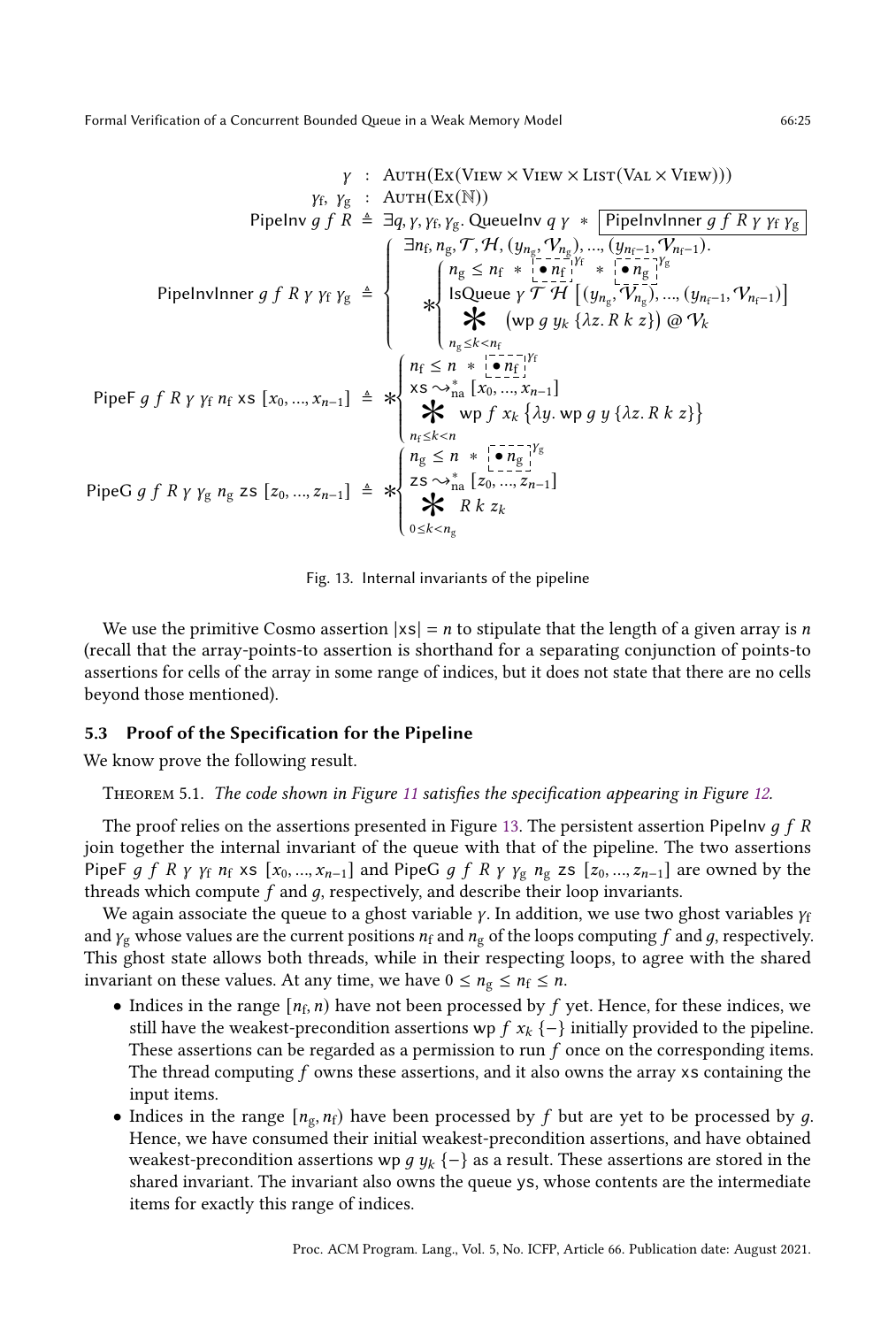$$
\begin{array}{rcl}
\gamma & : & \textsc{Auth}(\textsc{Ex}(\textsc{View} \times \textsc{View} \times \textsc{List}(\textsc{Val} \times \textsc{View}))) \\
\gamma_{\mathrm{f}},\ \gamma_{\mathrm{g}} & : & \textsc{Auth}(\textsc{Ex}(\mathbb{N})) \\
\mathsf{PipeInv}\ g\ f\ R & \triangleq & \exists q, \gamma, \gamma_{\mathrm{f}}, \gamma_{\mathrm{g}}.\ \mathsf{QueueInv}\ q\ \gamma\ *\ \boxed{\mathsf{PipeInvInner}\ g\ f\ R\ \gamma\ \gamma_{\mathrm{f}}\ \gamma_{\mathrm{g}}} \\
\mathsf{PipeInvInner}\ g\ f\ R\ \gamma\ \gamma_{\mathrm{f}}\ \gamma_{\mathrm{g}} & \triangleq & \left\{ \begin{array}{l} \exists n_{\mathrm{f}}, n_{\mathrm{g}}, \mathcal{T}, \mathcal{H}, (y_{n_{\mathrm{g}}}, \mathcal{V}_{n_{\mathrm{g}}}), \ldots, (y_{n_{\mathrm{f}}-1}, \mathcal{V}_{n_{\mathrm{f}}-1}). \\ \quad * \left\{ \begin{array}{l} n_{\mathrm{g}} \le n_{\mathrm{f}}\ *\ [\bullet\, n_{\mathrm{f}}]^{\gamma_{\mathrm{f}}}\ *\ [\bullet\, n_{\mathrm{g}}]^{\gamma_{\mathrm{g}}} \\ \mathsf{IsQueue}\ \gamma\ \mathcal{T}\ \mathcal{H}\ \left[(y_{n_{\mathrm{g}}}, \mathcal{V}_{n_{\mathrm{g}}}), \ldots, (y_{n_{\mathrm{f}}-1}, \mathcal{V}_{n_{\mathrm{f}}-1})\right] \\ \mathop{\Large *}_{n_{\mathrm{g}} \le k < n_{\mathrm{f}}} \left(\mathsf{wp}\ g\ y_k\ \{\lambda z.\ R\ k\ z\}\right) @\ \mathcal{V}_k \end{array} \right. \end{array} \right. \\
\mathsf{PipeF}\ g\ f\ R\ \gamma\ \gamma_{\mathrm{f}}\ n_{\mathrm{f}}\ \mathtt{xs}\ [x_0, \ldots, x_{n-1}] & \triangleq & * \left\{ \begin{array}{l} n_{\mathrm{f}} \le n\ *\ [\bullet\, n_{\mathrm{f}}]^{\gamma_{\mathrm{f}}} \\ \mathtt{xs} \leadsto^{*}_{\mathrm{na}} [x_0, \ldots, x_{n-1}] \\ \mathop{\Large *}_{n_{\mathrm{f}} \le k < n}\ \mathsf{wp}\ f\ x_k\ \{\lambda y.\ \mathsf{wp}\ g\ y\ \{\lambda z.\ R\ k\ z\}\} \end{array} \right. \\
\mathsf{PipeG}\ g\ f\ R\ \gamma\ \gamma_{\mathrm{g}}\ n_{\mathrm{g}}\ \mathtt{zs}\ [z_0, \ldots, z_{n-1}] & \triangleq & * \left\{ \begin{array}{l} n_{\mathrm{g}} \le n\ *\ [\bullet\, n_{\mathrm{g}}]^{\gamma_{\mathrm{g}}} \\ \mathtt{zs} \leadsto^{*}_{\mathrm{na}} [z_0, \ldots, z_{n-1}] \\ \mathop{\Large *}_{0 \le k < n_{\mathrm{g}}}\ R\ k\ z_k \end{array} \right.
\end{array}
$$

Fig. 13. Internal invariants of the pipeline

We use the primitive Cosmo assertion $|\mathtt{xs}| = n$ to stipulate that the length of a given array is $n$ (recall that the array-points-to assertion is shorthand for a separating conjunction of points-to assertions for cells of the array in some range of indices, but it does not state that there are no cells beyond those mentioned).

### 5.3 Proof of the Specification for the Pipeline

We know prove the following result.

Theorem 5.1. *The code shown in Figure 11 satisfies the specification appearing in Figure 12.*

The proof relies on the assertions presented in Figure 13. The persistent assertion $\mathsf{PipeInv}\ g\ f\ R$ join together the internal invariant of the queue with that of the pipeline. The two assertions $\mathsf{PipeF}\ g\ f\ R\ \gamma\ \gamma_{\mathrm{f}}\ n_{\mathrm{f}}\ \mathtt{xs}\ [x_0, \ldots, x_{n-1}]$ and $\mathsf{PipeG}\ g\ f\ R\ \gamma\ \gamma_{\mathrm{g}}\ n_{\mathrm{g}}\ \mathtt{zs}\ [z_0, \ldots, z_{n-1}]$ are owned by the threads which compute $f$ and $g$, respectively, and describe their loop invariants.

We again associate the queue to a ghost variable $\gamma$. In addition, we use two ghost variables $\gamma_{\mathrm{f}}$ and $\gamma_{\mathrm{g}}$ whose values are the current positions $n_{\mathrm{f}}$ and $n_{\mathrm{g}}$ of the loops computing $f$ and $g$, respectively. This ghost state allows both threads, while in their respecting loops, to agree with the shared invariant on these values. At any time, we have $0 \le n_{\mathrm{g}} \le n_{\mathrm{f}} \le n$.

- Indices in the range $[n_{\mathrm{f}}, n)$ have not been processed by $f$ yet. Hence, for these indices, we still have the weakest-precondition assertions $\mathsf{wp}\ f\ x_k\ \{-\}$ initially provided to the pipeline. These assertions can be regarded as a permission to run $f$ once on the corresponding items. The thread computing $f$ owns these assertions, and it also owns the array xs containing the input items.
- Indices in the range $[n_{\mathrm{g}}, n_{\mathrm{f}})$ have been processed by $f$ but are yet to be processed by $g$. Hence, we have consumed their initial weakest-precondition assertions, and have obtained weakest-precondition assertions $\mathsf{wp}\ g\ y_k\ \{-\}$ as a result. These assertions are stored in the shared invariant. The invariant also owns the queue ys, whose contents are the intermediate items for exactly this range of indices.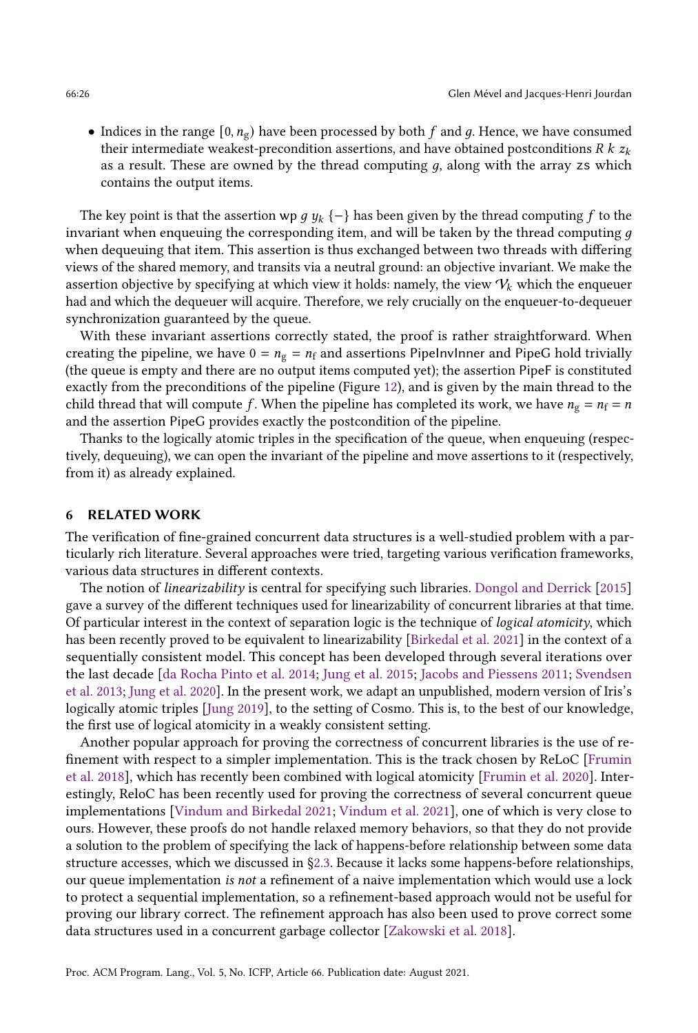- Indices in the range $[0, n_g)$ have been processed by both $f$ and $g$. Hence, we have consumed their intermediate weakest-precondition assertions, and have obtained postconditions $R\ k\ z_k$ as a result. These are owned by the thread computing $g$, along with the array zs which contains the output items.

The key point is that the assertion $\mathsf{wp}\ g\ y_k\ \{-\}$ has been given by the thread computing $f$ to the invariant when enqueuing the corresponding item, and will be taken by the thread computing $g$ when dequeuing that item. This assertion is thus exchanged between two threads with differing views of the shared memory, and transits via a neutral ground: an objective invariant. We make the assertion objective by specifying at which view it holds: namely, the view $\mathcal{V}_k$ which the enqueuer had and which the dequeuer will acquire. Therefore, we rely crucially on the enqueuer-to-dequeuer synchronization guaranteed by the queue.

With these invariant assertions correctly stated, the proof is rather straightforward. When creating the pipeline, we have $0 = n_g = n_f$ and assertions PipeInvInner and PipeG hold trivially (the queue is empty and there are no output items computed yet); the assertion PipeF is constituted exactly from the preconditions of the pipeline (Figure 12), and is given by the main thread to the child thread that will compute $f$. When the pipeline has completed its work, we have $n_g = n_f = n$ and the assertion PipeG provides exactly the postcondition of the pipeline.

Thanks to the logically atomic triples in the specification of the queue, when enqueuing (respectively, dequeuing), we can open the invariant of the pipeline and move assertions to it (respectively, from it) as already explained.

## 6 RELATED WORK

The verification of fine-grained concurrent data structures is a well-studied problem with a particularly rich literature. Several approaches were tried, targeting various verification frameworks, various data structures in different contexts.

The notion of *linearizability* is central for specifying such libraries. Dongol and Derrick [2015] gave a survey of the different techniques used for linearizability of concurrent libraries at that time. Of particular interest in the context of separation logic is the technique of *logical atomicity*, which has been recently proved to be equivalent to linearizability [Birkedal et al. 2021] in the context of a sequentially consistent model. This concept has been developed through several iterations over the last decade [da Rocha Pinto et al. 2014; Jung et al. 2015; Jacobs and Piessens 2011; Svendsen et al. 2013; Jung et al. 2020]. In the present work, we adapt an unpublished, modern version of Iris's logically atomic triples [Jung 2019], to the setting of Cosmo. This is, to the best of our knowledge, the first use of logical atomicity in a weakly consistent setting.

Another popular approach for proving the correctness of concurrent libraries is the use of refinement with respect to a simpler implementation. This is the track chosen by ReLoC [Frumin et al. 2018], which has recently been combined with logical atomicity [Frumin et al. 2020]. Interestingly, ReloC has been recently used for proving the correctness of several concurrent queue implementations [Vindum and Birkedal 2021; Vindum et al. 2021], one of which is very close to ours. However, these proofs do not handle relaxed memory behaviors, so that they do not provide a solution to the problem of specifying the lack of happens-before relationship between some data structure accesses, which we discussed in §2.3. Because it lacks some happens-before relationships, our queue implementation *is not* a refinement of a naive implementation which would use a lock to protect a sequential implementation, so a refinement-based approach would not be useful for proving our library correct. The refinement approach has also been used to prove correct some data structures used in a concurrent garbage collector [Zakowski et al. 2018].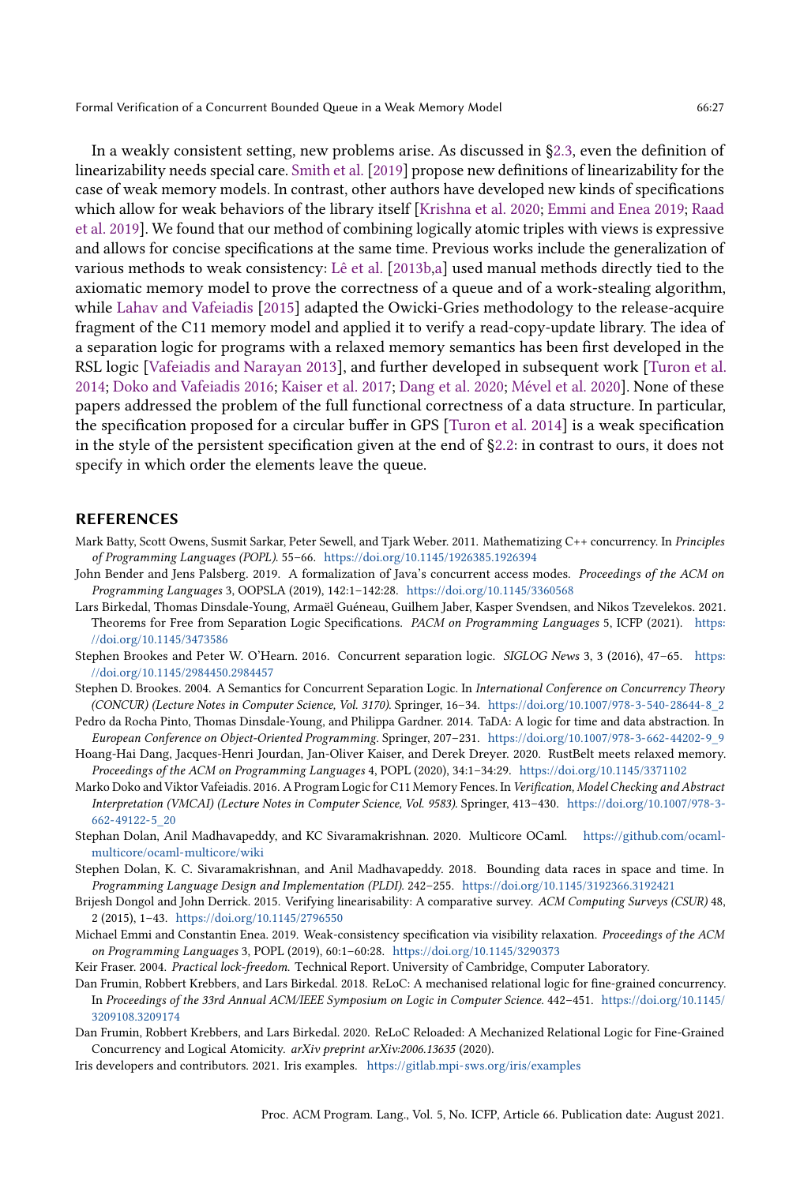In a weakly consistent setting, new problems arise. As discussed in §2.3, even the definition of linearizability needs special care. Smith et al. [2019] propose new definitions of linearizability for the case of weak memory models. In contrast, other authors have developed new kinds of specifications which allow for weak behaviors of the library itself [Krishna et al. 2020; Emmi and Enea 2019; Raad et al. 2019]. We found that our method of combining logically atomic triples with views is expressive and allows for concise specifications at the same time. Previous works include the generalization of various methods to weak consistency: Lê et al. [2013b,a] used manual methods directly tied to the axiomatic memory model to prove the correctness of a queue and of a work-stealing algorithm, while Lahav and Vafeiadis [2015] adapted the Owicki-Gries methodology to the release-acquire fragment of the C11 memory model and applied it to verify a read-copy-update library. The idea of a separation logic for programs with a relaxed memory semantics has been first developed in the RSL logic [Vafeiadis and Narayan 2013], and further developed in subsequent work [Turon et al. 2014; Doko and Vafeiadis 2016; Kaiser et al. 2017; Dang et al. 2020; Mével et al. 2020]. None of these papers addressed the problem of the full functional correctness of a data structure. In particular, the specification proposed for a circular buffer in GPS [Turon et al. 2014] is a weak specification in the style of the persistent specification given at the end of §2.2: in contrast to ours, it does not specify in which order the elements leave the queue.

## REFERENCES

Mark Batty, Scott Owens, Susmit Sarkar, Peter Sewell, and Tjark Weber. 2011. Mathematizing C++ concurrency. In *Principles of Programming Languages (POPL)*. 55–66. https://doi.org/10.1145/1926385.1926394

John Bender and Jens Palsberg. 2019. A formalization of Java's concurrent access modes. *Proceedings of the ACM on Programming Languages* 3, OOPSLA (2019), 142:1–142:28. https://doi.org/10.1145/3360568

Lars Birkedal, Thomas Dinsdale-Young, Armaël Guéneau, Guilhem Jaber, Kasper Svendsen, and Nikos Tzevelekos. 2021. Theorems for Free from Separation Logic Specifications. *PACM on Programming Languages* 5, ICFP (2021). https://doi.org/10.1145/3473586

Stephen Brookes and Peter W. O'Hearn. 2016. Concurrent separation logic. *SIGLOG News* 3, 3 (2016), 47–65. https://doi.org/10.1145/2984450.2984457

Stephen D. Brookes. 2004. A Semantics for Concurrent Separation Logic. In *International Conference on Concurrency Theory (CONCUR) (Lecture Notes in Computer Science, Vol. 3170)*. Springer, 16–34. https://doi.org/10.1007/978-3-540-28644-8_2

Pedro da Rocha Pinto, Thomas Dinsdale-Young, and Philippa Gardner. 2014. TaDA: A logic for time and data abstraction. In *European Conference on Object-Oriented Programming*. Springer, 207–231. https://doi.org/10.1007/978-3-662-44202-9_9

Hoang-Hai Dang, Jacques-Henri Jourdan, Jan-Oliver Kaiser, and Derek Dreyer. 2020. RustBelt meets relaxed memory. *Proceedings of the ACM on Programming Languages* 4, POPL (2020), 34:1–34:29. https://doi.org/10.1145/3371102

Marko Doko and Viktor Vafeiadis. 2016. A Program Logic for C11 Memory Fences. In *Verification, Model Checking and Abstract Interpretation (VMCAI) (Lecture Notes in Computer Science, Vol. 9583)*. Springer, 413–430. https://doi.org/10.1007/978-3-662-49122-5_20

Stephan Dolan, Anil Madhavapeddy, and KC Sivaramakrishnan. 2020. Multicore OCaml. https://github.com/ocaml-multicore/ocaml-multicore/wiki

Stephen Dolan, K. C. Sivaramakrishnan, and Anil Madhavapeddy. 2018. Bounding data races in space and time. In *Programming Language Design and Implementation (PLDI)*. 242–255. https://doi.org/10.1145/3192366.3192421

Brijesh Dongol and John Derrick. 2015. Verifying linearisability: A comparative survey. *ACM Computing Surveys (CSUR)* 48, 2 (2015), 1–43. https://doi.org/10.1145/2796550

Michael Emmi and Constantin Enea. 2019. Weak-consistency specification via visibility relaxation. *Proceedings of the ACM on Programming Languages* 3, POPL (2019), 60:1–60:28. https://doi.org/10.1145/3290373

Keir Fraser. 2004. *Practical lock-freedom.* Technical Report. University of Cambridge, Computer Laboratory.

Dan Frumin, Robbert Krebbers, and Lars Birkedal. 2018. ReLoC: A mechanised relational logic for fine-grained concurrency. In *Proceedings of the 33rd Annual ACM/IEEE Symposium on Logic in Computer Science*. 442–451. https://doi.org/10.1145/3209108.3209174

Dan Frumin, Robbert Krebbers, and Lars Birkedal. 2020. ReLoC Reloaded: A Mechanized Relational Logic for Fine-Grained Concurrency and Logical Atomicity. *arXiv preprint arXiv:2006.13635* (2020).

Iris developers and contributors. 2021. Iris examples. https://gitlab.mpi-sws.org/iris/examples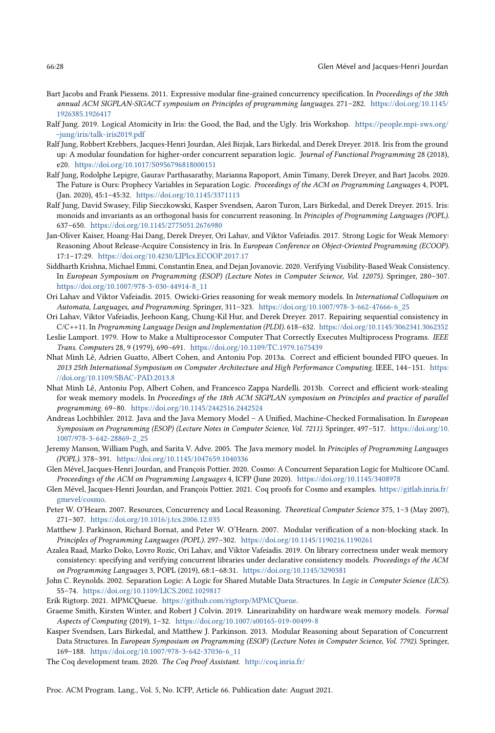Bart Jacobs and Frank Piessens. 2011. Expressive modular fine-grained concurrency specification. In *Proceedings of the 38th annual ACM SIGPLAN-SIGACT symposium on Principles of programming languages*. 271–282. https://doi.org/10.1145/1926385.1926417

Ralf Jung. 2019. Logical Atomicity in Iris: the Good, the Bad, and the Ugly. Iris Workshop. https://people.mpi-sws.org/~jung/iris/talk-iris2019.pdf

Ralf Jung, Robbert Krebbers, Jacques-Henri Jourdan, Aleš Bizjak, Lars Birkedal, and Derek Dreyer. 2018. Iris from the ground up: A modular foundation for higher-order concurrent separation logic. *Journal of Functional Programming* 28 (2018), e20. https://doi.org/10.1017/S0956796818000151

Ralf Jung, Rodolphe Lepigre, Gaurav Parthasarathy, Marianna Rapoport, Amin Timany, Derek Dreyer, and Bart Jacobs. 2020. The Future is Ours: Prophecy Variables in Separation Logic. *Proceedings of the ACM on Programming Languages* 4, POPL (Jan. 2020), 45:1–45:32. https://doi.org/10.1145/3371113

Ralf Jung, David Swasey, Filip Sieczkowski, Kasper Svendsen, Aaron Turon, Lars Birkedal, and Derek Dreyer. 2015. Iris: monoids and invariants as an orthogonal basis for concurrent reasoning. In *Principles of Programming Languages (POPL)*. 637–650. https://doi.org/10.1145/2775051.2676980

Jan-Oliver Kaiser, Hoang-Hai Dang, Derek Dreyer, Ori Lahav, and Viktor Vafeiadis. 2017. Strong Logic for Weak Memory: Reasoning About Release-Acquire Consistency in Iris. In *European Conference on Object-Oriented Programming (ECOOP)*. 17:1–17:29. https://doi.org/10.4230/LIPIcs.ECOOP.2017.17

Siddharth Krishna, Michael Emmi, Constantin Enea, and Dejan Jovanovic. 2020. Verifying Visibility-Based Weak Consistency. In *European Symposium on Programming (ESOP) (Lecture Notes in Computer Science, Vol. 12075)*. Springer, 280–307. https://doi.org/10.1007/978-3-030-44914-8_11

Ori Lahav and Viktor Vafeiadis. 2015. Owicki-Gries reasoning for weak memory models. In *International Colloquium on Automata, Languages, and Programming*. Springer, 311–323. https://doi.org/10.1007/978-3-662-47666-6_25

Ori Lahav, Viktor Vafeiadis, Jeehoon Kang, Chung-Kil Hur, and Derek Dreyer. 2017. Repairing sequential consistency in C/C++11. In *Programming Language Design and Implementation (PLDI)*. 618–632. https://doi.org/10.1145/3062341.3062352

Leslie Lamport. 1979. How to Make a Multiprocessor Computer That Correctly Executes Multiprocess Programs. *IEEE Trans. Computers* 28, 9 (1979), 690–691. https://doi.org/10.1109/TC.1979.1675439

Nhat Minh Lê, Adrien Guatto, Albert Cohen, and Antoniu Pop. 2013a. Correct and efficient bounded FIFO queues. In *2013 25th International Symposium on Computer Architecture and High Performance Computing*. IEEE, 144–151. https://doi.org/10.1109/SBAC-PAD.2013.8

Nhat Minh Lê, Antoniu Pop, Albert Cohen, and Francesco Zappa Nardelli. 2013b. Correct and efficient work-stealing for weak memory models. In *Proceedings of the 18th ACM SIGPLAN symposium on Principles and practice of parallel programming*. 69–80. https://doi.org/10.1145/2442516.2442524

Andreas Lochbihler. 2012. Java and the Java Memory Model – A Unified, Machine-Checked Formalisation. In *European Symposium on Programming (ESOP) (Lecture Notes in Computer Science, Vol. 7211)*. Springer, 497–517. https://doi.org/10.1007/978-3-642-28869-2_25

Jeremy Manson, William Pugh, and Sarita V. Adve. 2005. The Java memory model. In *Principles of Programming Languages (POPL)*. 378–391. https://doi.org/10.1145/1047659.1040336

Glen Mével, Jacques-Henri Jourdan, and François Pottier. 2020. Cosmo: A Concurrent Separation Logic for Multicore OCaml. *Proceedings of the ACM on Programming Languages* 4, ICFP (June 2020). https://doi.org/10.1145/3408978

Glen Mével, Jacques-Henri Jourdan, and François Pottier. 2021. Coq proofs for Cosmo and examples. https://gitlab.inria.fr/gmevel/cosmo.

Peter W. O'Hearn. 2007. Resources, Concurrency and Local Reasoning. *Theoretical Computer Science* 375, 1–3 (May 2007), 271–307. https://doi.org/10.1016/j.tcs.2006.12.035

Matthew J. Parkinson, Richard Bornat, and Peter W. O'Hearn. 2007. Modular verification of a non-blocking stack. In *Principles of Programming Languages (POPL)*. 297–302. https://doi.org/10.1145/1190216.1190261

Azalea Raad, Marko Doko, Lovro Rozic, Ori Lahav, and Viktor Vafeiadis. 2019. On library correctness under weak memory consistency: specifying and verifying concurrent libraries under declarative consistency models. *Proceedings of the ACM on Programming Languages* 3, POPL (2019), 68:1–68:31. https://doi.org/10.1145/3290381

John C. Reynolds. 2002. Separation Logic: A Logic for Shared Mutable Data Structures. In *Logic in Computer Science (LICS)*. 55–74. https://doi.org/10.1109/LICS.2002.1029817

Erik Rigtorp. 2021. MPMCQueue. https://github.com/rigtorp/MPMCQueue.

Graeme Smith, Kirsten Winter, and Robert J Colvin. 2019. Linearizability on hardware weak memory models. *Formal Aspects of Computing* (2019), 1–32. https://doi.org/10.1007/s00165-019-00499-8

Kasper Svendsen, Lars Birkedal, and Matthew J. Parkinson. 2013. Modular Reasoning about Separation of Concurrent Data Structures. In *European Symposium on Programming (ESOP) (Lecture Notes in Computer Science, Vol. 7792)*. Springer, 169–188. https://doi.org/10.1007/978-3-642-37036-6_11

The Coq development team. 2020. *The Coq Proof Assistant*. http://coq.inria.fr/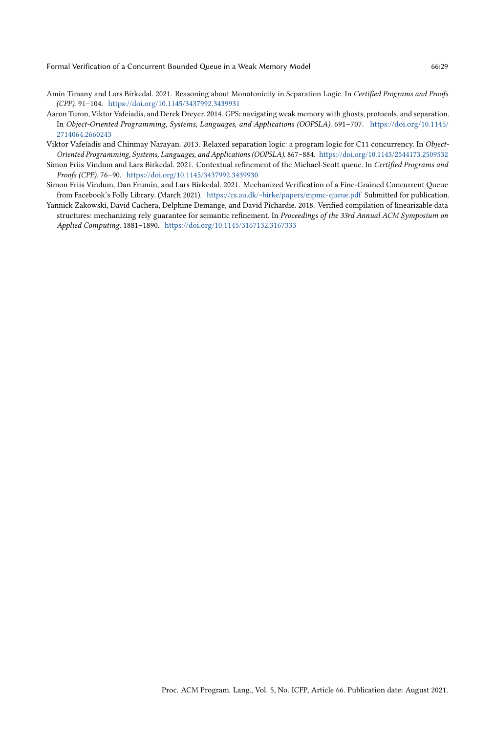Amin Timany and Lars Birkedal. 2021. Reasoning about Monotonicity in Separation Logic. In *Certified Programs and Proofs (CPP)*. 91–104. https://doi.org/10.1145/3437992.3439931

Aaron Turon, Viktor Vafeiadis, and Derek Dreyer. 2014. GPS: navigating weak memory with ghosts, protocols, and separation. In *Object-Oriented Programming, Systems, Languages, and Applications (OOPSLA)*. 691–707. https://doi.org/10.1145/2714064.2660243

Viktor Vafeiadis and Chinmay Narayan. 2013. Relaxed separation logic: a program logic for C11 concurrency. In *Object-Oriented Programming, Systems, Languages, and Applications (OOPSLA)*. 867–884. https://doi.org/10.1145/2544173.2509532

Simon Friis Vindum and Lars Birkedal. 2021. Contextual refinement of the Michael-Scott queue. In *Certified Programs and Proofs (CPP)*. 76–90. https://doi.org/10.1145/3437992.3439930

Simon Friis Vindum, Dan Frumin, and Lars Birkedal. 2021. Mechanized Verification of a Fine-Grained Concurrent Queue from Facebook's Folly Library. (March 2021). https://cs.au.dk/~birke/papers/mpmc-queue.pdf Submitted for publication.

Yannick Zakowski, David Cachera, Delphine Demange, and David Pichardie. 2018. Verified compilation of linearizable data structures: mechanizing rely guarantee for semantic refinement. In *Proceedings of the 33rd Annual ACM Symposium on Applied Computing*. 1881–1890. https://doi.org/10.1145/3167132.3167333